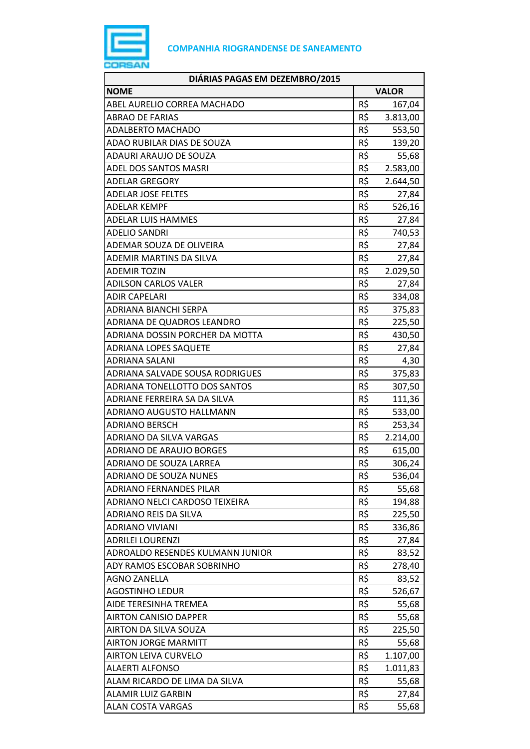**COMPANHIA RIOGRANDENSE DE SANEAMENTO**

| DIÁRIAS PAGAS EM DEZEMBRO/2015 | | |
|---|---|---|
| **NOME** | **VALOR** | |
| ABEL AURELIO CORREA MACHADO | R$ | 167,04 |
| ABRAO DE FARIAS | R$ | 3.813,00 |
| ADALBERTO MACHADO | R$ | 553,50 |
| ADAO RUBILAR DIAS DE SOUZA | R$ | 139,20 |
| ADAURI ARAUJO DE SOUZA | R$ | 55,68 |
| ADEL DOS SANTOS MASRI | R$ | 2.583,00 |
| ADELAR GREGORY | R$ | 2.644,50 |
| ADELAR JOSE FELTES | R$ | 27,84 |
| ADELAR KEMPF | R$ | 526,16 |
| ADELAR LUIS HAMMES | R$ | 27,84 |
| ADELIO SANDRI | R$ | 740,53 |
| ADEMAR SOUZA DE OLIVEIRA | R$ | 27,84 |
| ADEMIR MARTINS DA SILVA | R$ | 27,84 |
| ADEMIR TOZIN | R$ | 2.029,50 |
| ADILSON CARLOS VALER | R$ | 27,84 |
| ADIR CAPELARI | R$ | 334,08 |
| ADRIANA BIANCHI SERPA | R$ | 375,83 |
| ADRIANA DE QUADROS LEANDRO | R$ | 225,50 |
| ADRIANA DOSSIN PORCHER DA MOTTA | R$ | 430,50 |
| ADRIANA LOPES SAQUETE | R$ | 27,84 |
| ADRIANA SALANI | R$ | 4,30 |
| ADRIANA SALVADE SOUSA RODRIGUES | R$ | 375,83 |
| ADRIANA TONELLOTTO DOS SANTOS | R$ | 307,50 |
| ADRIANE FERREIRA SA DA SILVA | R$ | 111,36 |
| ADRIANO AUGUSTO HALLMANN | R$ | 533,00 |
| ADRIANO BERSCH | R$ | 253,34 |
| ADRIANO DA SILVA VARGAS | R$ | 2.214,00 |
| ADRIANO DE ARAUJO BORGES | R$ | 615,00 |
| ADRIANO DE SOUZA LARREA | R$ | 306,24 |
| ADRIANO DE SOUZA NUNES | R$ | 536,04 |
| ADRIANO FERNANDES PILAR | R$ | 55,68 |
| ADRIANO NELCI CARDOSO TEIXEIRA | R$ | 194,88 |
| ADRIANO REIS DA SILVA | R$ | 225,50 |
| ADRIANO VIVIANI | R$ | 336,86 |
| ADRILEI LOURENZI | R$ | 27,84 |
| ADROALDO RESENDES KULMANN JUNIOR | R$ | 83,52 |
| ADY RAMOS ESCOBAR SOBRINHO | R$ | 278,40 |
| AGNO ZANELLA | R$ | 83,52 |
| AGOSTINHO LEDUR | R$ | 526,67 |
| AIDE TERESINHA TREMEA | R$ | 55,68 |
| AIRTON CANISIO DAPPER | R$ | 55,68 |
| AIRTON DA SILVA SOUZA | R$ | 225,50 |
| AIRTON JORGE MARMITT | R$ | 55,68 |
| AIRTON LEIVA CURVELO | R$ | 1.107,00 |
| ALAERTI ALFONSO | R$ | 1.011,83 |
| ALAM RICARDO DE LIMA DA SILVA | R$ | 55,68 |
| ALAMIR LUIZ GARBIN | R$ | 27,84 |
| ALAN COSTA VARGAS | R$ | 55,68 |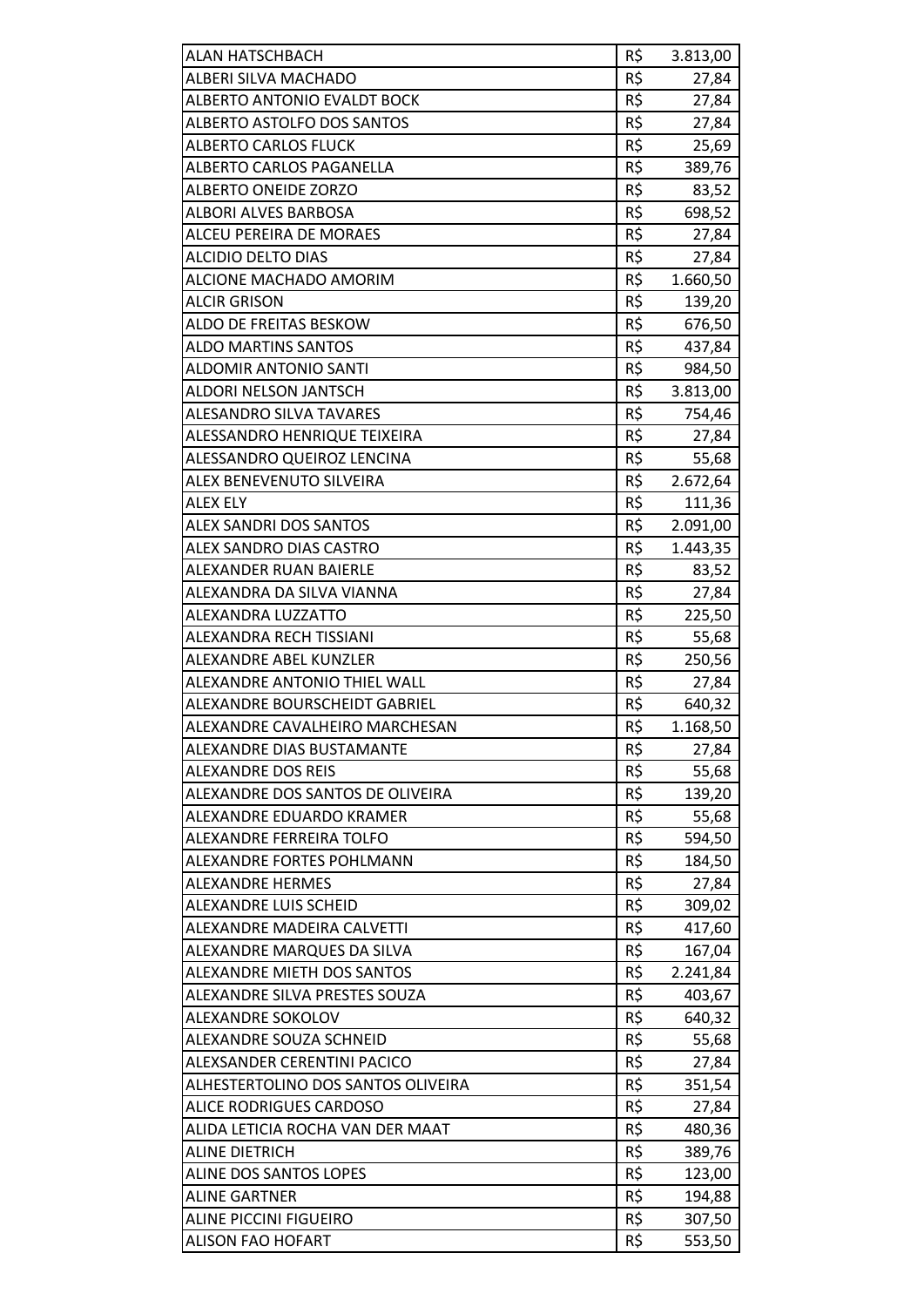| | | |
|---|---|---|
| ALAN HATSCHBACH | R$ | 3.813,00 |
| ALBERI SILVA MACHADO | R$ | 27,84 |
| ALBERTO ANTONIO EVALDT BOCK | R$ | 27,84 |
| ALBERTO ASTOLFO DOS SANTOS | R$ | 27,84 |
| ALBERTO CARLOS FLUCK | R$ | 25,69 |
| ALBERTO CARLOS PAGANELLA | R$ | 389,76 |
| ALBERTO ONEIDE ZORZO | R$ | 83,52 |
| ALBORI ALVES BARBOSA | R$ | 698,52 |
| ALCEU PEREIRA DE MORAES | R$ | 27,84 |
| ALCIDIO DELTO DIAS | R$ | 27,84 |
| ALCIONE MACHADO AMORIM | R$ | 1.660,50 |
| ALCIR GRISON | R$ | 139,20 |
| ALDO DE FREITAS BESKOW | R$ | 676,50 |
| ALDO MARTINS SANTOS | R$ | 437,84 |
| ALDOMIR ANTONIO SANTI | R$ | 984,50 |
| ALDORI NELSON JANTSCH | R$ | 3.813,00 |
| ALESANDRO SILVA TAVARES | R$ | 754,46 |
| ALESSANDRO HENRIQUE TEIXEIRA | R$ | 27,84 |
| ALESSANDRO QUEIROZ LENCINA | R$ | 55,68 |
| ALEX BENEVENUTO SILVEIRA | R$ | 2.672,64 |
| ALEX ELY | R$ | 111,36 |
| ALEX SANDRI DOS SANTOS | R$ | 2.091,00 |
| ALEX SANDRO DIAS CASTRO | R$ | 1.443,35 |
| ALEXANDER RUAN BAIERLE | R$ | 83,52 |
| ALEXANDRA DA SILVA VIANNA | R$ | 27,84 |
| ALEXANDRA LUZZATTO | R$ | 225,50 |
| ALEXANDRA RECH TISSIANI | R$ | 55,68 |
| ALEXANDRE ABEL KUNZLER | R$ | 250,56 |
| ALEXANDRE ANTONIO THIEL WALL | R$ | 27,84 |
| ALEXANDRE BOURSCHEIDT GABRIEL | R$ | 640,32 |
| ALEXANDRE CAVALHEIRO MARCHESAN | R$ | 1.168,50 |
| ALEXANDRE DIAS BUSTAMANTE | R$ | 27,84 |
| ALEXANDRE DOS REIS | R$ | 55,68 |
| ALEXANDRE DOS SANTOS DE OLIVEIRA | R$ | 139,20 |
| ALEXANDRE EDUARDO KRAMER | R$ | 55,68 |
| ALEXANDRE FERREIRA TOLFO | R$ | 594,50 |
| ALEXANDRE FORTES POHLMANN | R$ | 184,50 |
| ALEXANDRE HERMES | R$ | 27,84 |
| ALEXANDRE LUIS SCHEID | R$ | 309,02 |
| ALEXANDRE MADEIRA CALVETTI | R$ | 417,60 |
| ALEXANDRE MARQUES DA SILVA | R$ | 167,04 |
| ALEXANDRE MIETH DOS SANTOS | R$ | 2.241,84 |
| ALEXANDRE SILVA PRESTES SOUZA | R$ | 403,67 |
| ALEXANDRE SOKOLOV | R$ | 640,32 |
| ALEXANDRE SOUZA SCHNEID | R$ | 55,68 |
| ALEXSANDER CERENTINI PACICO | R$ | 27,84 |
| ALHESTERTOLINO DOS SANTOS OLIVEIRA | R$ | 351,54 |
| ALICE RODRIGUES CARDOSO | R$ | 27,84 |
| ALIDA LETICIA ROCHA VAN DER MAAT | R$ | 480,36 |
| ALINE DIETRICH | R$ | 389,76 |
| ALINE DOS SANTOS LOPES | R$ | 123,00 |
| ALINE GARTNER | R$ | 194,88 |
| ALINE PICCINI FIGUEIRO | R$ | 307,50 |
| ALISON FAO HOFART | R$ | 553,50 |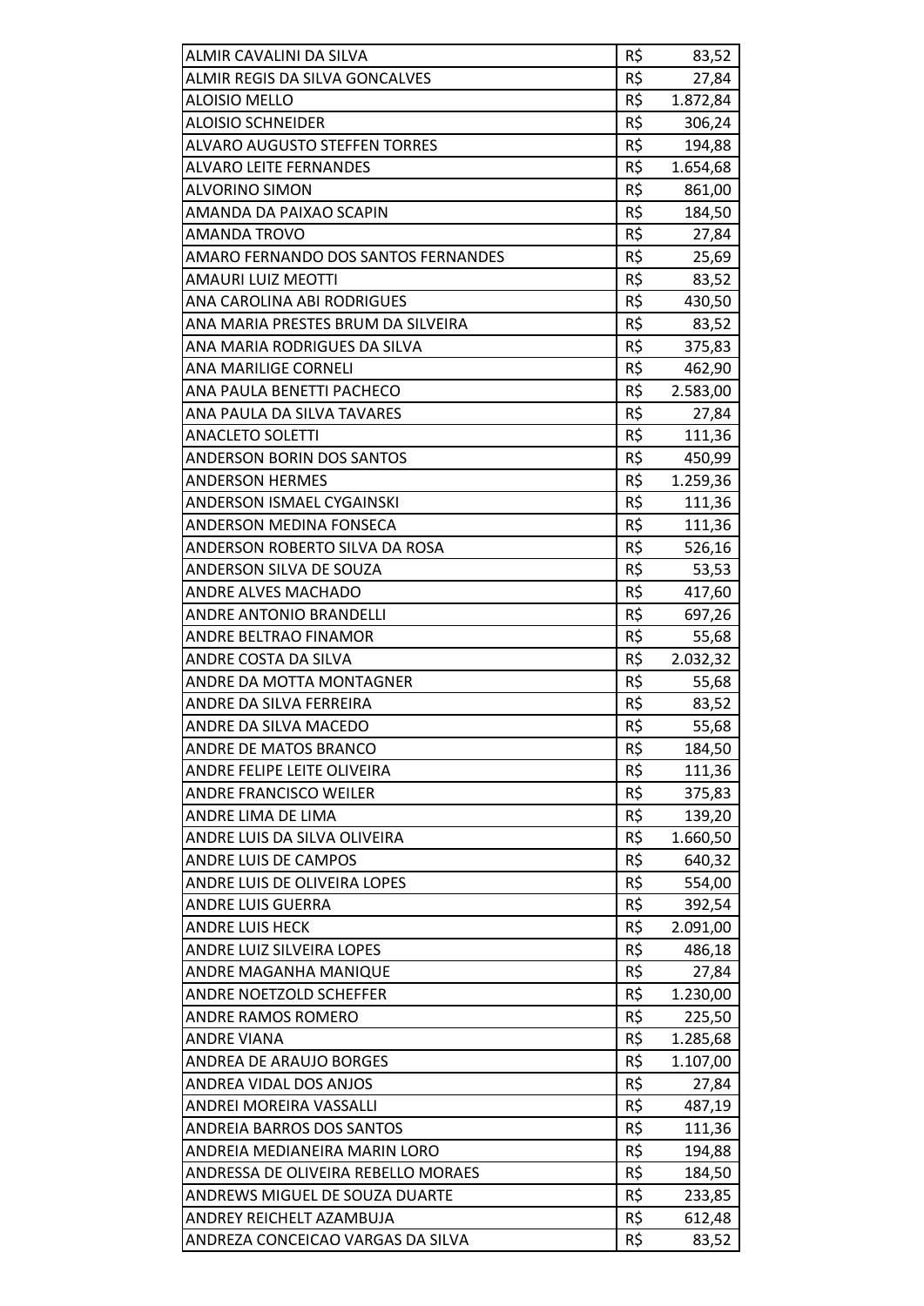| | | |
|---|---|---|
| ALMIR CAVALINI DA SILVA | R$ | 83,52 |
| ALMIR REGIS DA SILVA GONCALVES | R$ | 27,84 |
| ALOISIO MELLO | R$ | 1.872,84 |
| ALOISIO SCHNEIDER | R$ | 306,24 |
| ALVARO AUGUSTO STEFFEN TORRES | R$ | 194,88 |
| ALVARO LEITE FERNANDES | R$ | 1.654,68 |
| ALVORINO SIMON | R$ | 861,00 |
| AMANDA DA PAIXAO SCAPIN | R$ | 184,50 |
| AMANDA TROVO | R$ | 27,84 |
| AMARO FERNANDO DOS SANTOS FERNANDES | R$ | 25,69 |
| AMAURI LUIZ MEOTTI | R$ | 83,52 |
| ANA CAROLINA ABI RODRIGUES | R$ | 430,50 |
| ANA MARIA PRESTES BRUM DA SILVEIRA | R$ | 83,52 |
| ANA MARIA RODRIGUES DA SILVA | R$ | 375,83 |
| ANA MARILIGE CORNELI | R$ | 462,90 |
| ANA PAULA BENETTI PACHECO | R$ | 2.583,00 |
| ANA PAULA DA SILVA TAVARES | R$ | 27,84 |
| ANACLETO SOLETTI | R$ | 111,36 |
| ANDERSON BORIN DOS SANTOS | R$ | 450,99 |
| ANDERSON HERMES | R$ | 1.259,36 |
| ANDERSON ISMAEL CYGAINSKI | R$ | 111,36 |
| ANDERSON MEDINA FONSECA | R$ | 111,36 |
| ANDERSON ROBERTO SILVA DA ROSA | R$ | 526,16 |
| ANDERSON SILVA DE SOUZA | R$ | 53,53 |
| ANDRE ALVES MACHADO | R$ | 417,60 |
| ANDRE ANTONIO BRANDELLI | R$ | 697,26 |
| ANDRE BELTRAO FINAMOR | R$ | 55,68 |
| ANDRE COSTA DA SILVA | R$ | 2.032,32 |
| ANDRE DA MOTTA MONTAGNER | R$ | 55,68 |
| ANDRE DA SILVA FERREIRA | R$ | 83,52 |
| ANDRE DA SILVA MACEDO | R$ | 55,68 |
| ANDRE DE MATOS BRANCO | R$ | 184,50 |
| ANDRE FELIPE LEITE OLIVEIRA | R$ | 111,36 |
| ANDRE FRANCISCO WEILER | R$ | 375,83 |
| ANDRE LIMA DE LIMA | R$ | 139,20 |
| ANDRE LUIS DA SILVA OLIVEIRA | R$ | 1.660,50 |
| ANDRE LUIS DE CAMPOS | R$ | 640,32 |
| ANDRE LUIS DE OLIVEIRA LOPES | R$ | 554,00 |
| ANDRE LUIS GUERRA | R$ | 392,54 |
| ANDRE LUIS HECK | R$ | 2.091,00 |
| ANDRE LUIZ SILVEIRA LOPES | R$ | 486,18 |
| ANDRE MAGANHA MANIQUE | R$ | 27,84 |
| ANDRE NOETZOLD SCHEFFER | R$ | 1.230,00 |
| ANDRE RAMOS ROMERO | R$ | 225,50 |
| ANDRE VIANA | R$ | 1.285,68 |
| ANDREA DE ARAUJO BORGES | R$ | 1.107,00 |
| ANDREA VIDAL DOS ANJOS | R$ | 27,84 |
| ANDREI MOREIRA VASSALLI | R$ | 487,19 |
| ANDREIA BARROS DOS SANTOS | R$ | 111,36 |
| ANDREIA MEDIANEIRA MARIN LORO | R$ | 194,88 |
| ANDRESSA DE OLIVEIRA REBELLO MORAES | R$ | 184,50 |
| ANDREWS MIGUEL DE SOUZA DUARTE | R$ | 233,85 |
| ANDREY REICHELT AZAMBUJA | R$ | 612,48 |
| ANDREZA CONCEICAO VARGAS DA SILVA | R$ | 83,52 |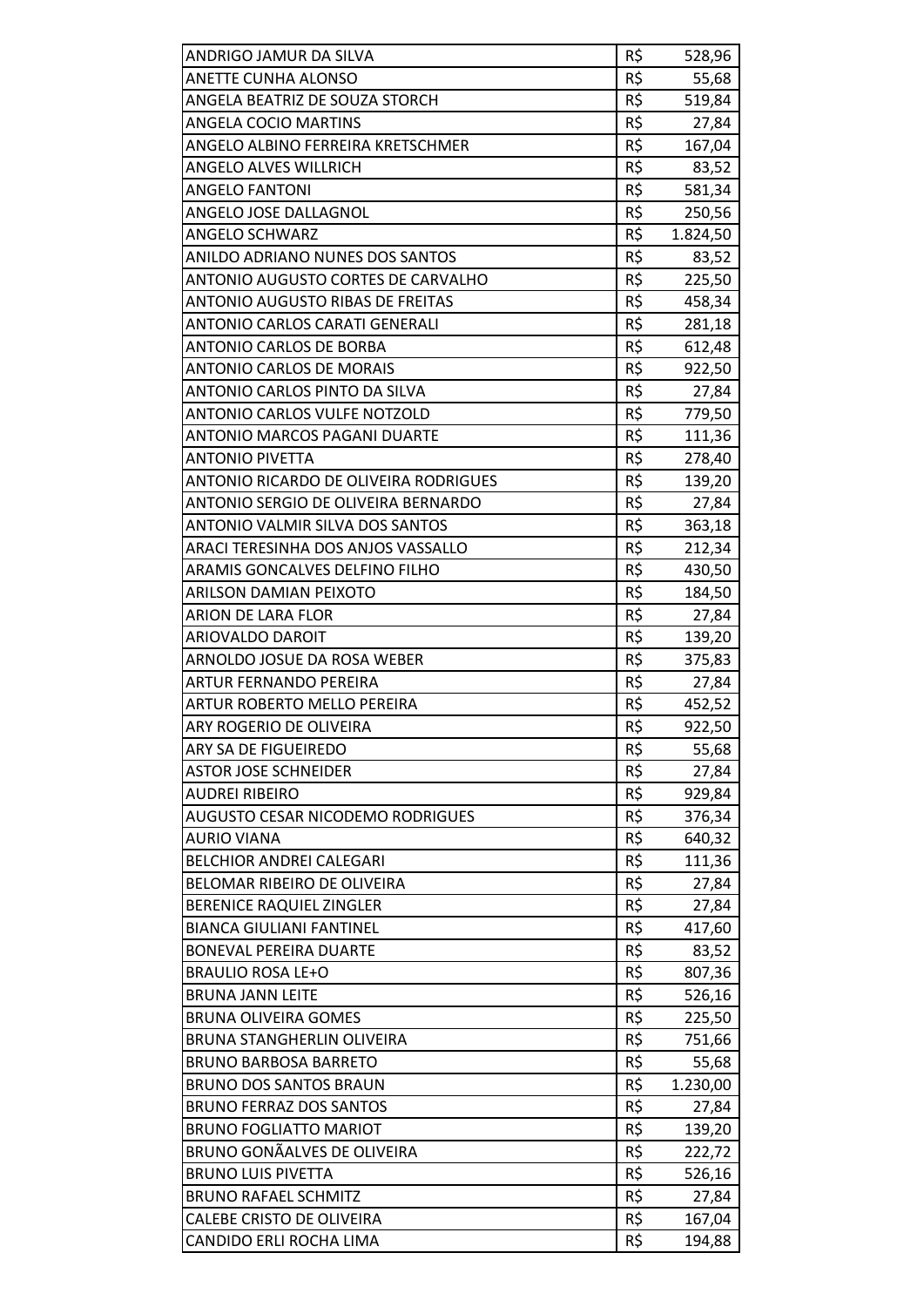| | | |
|---|---|---|
| ANDRIGO JAMUR DA SILVA | R$ | 528,96 |
| ANETTE CUNHA ALONSO | R$ | 55,68 |
| ANGELA BEATRIZ DE SOUZA STORCH | R$ | 519,84 |
| ANGELA COCIO MARTINS | R$ | 27,84 |
| ANGELO ALBINO FERREIRA KRETSCHMER | R$ | 167,04 |
| ANGELO ALVES WILLRICH | R$ | 83,52 |
| ANGELO FANTONI | R$ | 581,34 |
| ANGELO JOSE DALLAGNOL | R$ | 250,56 |
| ANGELO SCHWARZ | R$ | 1.824,50 |
| ANILDO ADRIANO NUNES DOS SANTOS | R$ | 83,52 |
| ANTONIO AUGUSTO CORTES DE CARVALHO | R$ | 225,50 |
| ANTONIO AUGUSTO RIBAS DE FREITAS | R$ | 458,34 |
| ANTONIO CARLOS CARATI GENERALI | R$ | 281,18 |
| ANTONIO CARLOS DE BORBA | R$ | 612,48 |
| ANTONIO CARLOS DE MORAIS | R$ | 922,50 |
| ANTONIO CARLOS PINTO DA SILVA | R$ | 27,84 |
| ANTONIO CARLOS VULFE NOTZOLD | R$ | 779,50 |
| ANTONIO MARCOS PAGANI DUARTE | R$ | 111,36 |
| ANTONIO PIVETTA | R$ | 278,40 |
| ANTONIO RICARDO DE OLIVEIRA RODRIGUES | R$ | 139,20 |
| ANTONIO SERGIO DE OLIVEIRA BERNARDO | R$ | 27,84 |
| ANTONIO VALMIR SILVA DOS SANTOS | R$ | 363,18 |
| ARACI TERESINHA DOS ANJOS VASSALLO | R$ | 212,34 |
| ARAMIS GONCALVES DELFINO FILHO | R$ | 430,50 |
| ARILSON DAMIAN PEIXOTO | R$ | 184,50 |
| ARION DE LARA FLOR | R$ | 27,84 |
| ARIOVALDO DAROIT | R$ | 139,20 |
| ARNOLDO JOSUE DA ROSA WEBER | R$ | 375,83 |
| ARTUR FERNANDO PEREIRA | R$ | 27,84 |
| ARTUR ROBERTO MELLO PEREIRA | R$ | 452,52 |
| ARY ROGERIO DE OLIVEIRA | R$ | 922,50 |
| ARY SA DE FIGUEIREDO | R$ | 55,68 |
| ASTOR JOSE SCHNEIDER | R$ | 27,84 |
| AUDREI RIBEIRO | R$ | 929,84 |
| AUGUSTO CESAR NICODEMO RODRIGUES | R$ | 376,34 |
| AURIO VIANA | R$ | 640,32 |
| BELCHIOR ANDREI CALEGARI | R$ | 111,36 |
| BELOMAR RIBEIRO DE OLIVEIRA | R$ | 27,84 |
| BERENICE RAQUIEL ZINGLER | R$ | 27,84 |
| BIANCA GIULIANI FANTINEL | R$ | 417,60 |
| BONEVAL PEREIRA DUARTE | R$ | 83,52 |
| BRAULIO ROSA LE+O | R$ | 807,36 |
| BRUNA JANN LEITE | R$ | 526,16 |
| BRUNA OLIVEIRA GOMES | R$ | 225,50 |
| BRUNA STANGHERLIN OLIVEIRA | R$ | 751,66 |
| BRUNO BARBOSA BARRETO | R$ | 55,68 |
| BRUNO DOS SANTOS BRAUN | R$ | 1.230,00 |
| BRUNO FERRAZ DOS SANTOS | R$ | 27,84 |
| BRUNO FOGLIATTO MARIOT | R$ | 139,20 |
| BRUNO GONÃALVES DE OLIVEIRA | R$ | 222,72 |
| BRUNO LUIS PIVETTA | R$ | 526,16 |
| BRUNO RAFAEL SCHMITZ | R$ | 27,84 |
| CALEBE CRISTO DE OLIVEIRA | R$ | 167,04 |
| CANDIDO ERLI ROCHA LIMA | R$ | 194,88 |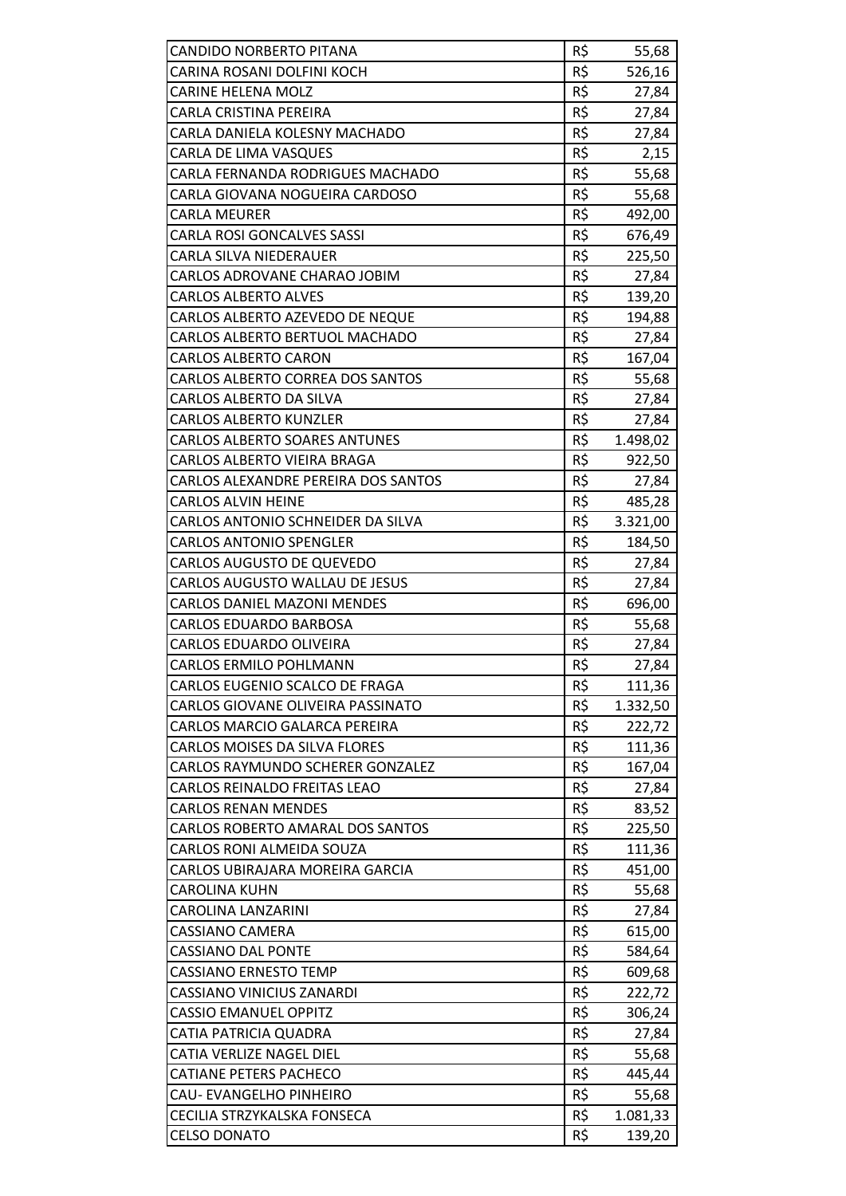| CANDIDO NORBERTO PITANA | R$ | 55,68 |
|---|---|---|
| CARINA ROSANI DOLFINI KOCH | R$ | 526,16 |
| CARINE HELENA MOLZ | R$ | 27,84 |
| CARLA CRISTINA PEREIRA | R$ | 27,84 |
| CARLA DANIELA KOLESNY MACHADO | R$ | 27,84 |
| CARLA DE LIMA VASQUES | R$ | 2,15 |
| CARLA FERNANDA RODRIGUES MACHADO | R$ | 55,68 |
| CARLA GIOVANA NOGUEIRA CARDOSO | R$ | 55,68 |
| CARLA MEURER | R$ | 492,00 |
| CARLA ROSI GONCALVES SASSI | R$ | 676,49 |
| CARLA SILVA NIEDERAUER | R$ | 225,50 |
| CARLOS ADROVANE CHARAO JOBIM | R$ | 27,84 |
| CARLOS ALBERTO ALVES | R$ | 139,20 |
| CARLOS ALBERTO AZEVEDO DE NEQUE | R$ | 194,88 |
| CARLOS ALBERTO BERTUOL MACHADO | R$ | 27,84 |
| CARLOS ALBERTO CARON | R$ | 167,04 |
| CARLOS ALBERTO CORREA DOS SANTOS | R$ | 55,68 |
| CARLOS ALBERTO DA SILVA | R$ | 27,84 |
| CARLOS ALBERTO KUNZLER | R$ | 27,84 |
| CARLOS ALBERTO SOARES ANTUNES | R$ | 1.498,02 |
| CARLOS ALBERTO VIEIRA BRAGA | R$ | 922,50 |
| CARLOS ALEXANDRE PEREIRA DOS SANTOS | R$ | 27,84 |
| CARLOS ALVIN HEINE | R$ | 485,28 |
| CARLOS ANTONIO SCHNEIDER DA SILVA | R$ | 3.321,00 |
| CARLOS ANTONIO SPENGLER | R$ | 184,50 |
| CARLOS AUGUSTO DE QUEVEDO | R$ | 27,84 |
| CARLOS AUGUSTO WALLAU DE JESUS | R$ | 27,84 |
| CARLOS DANIEL MAZONI MENDES | R$ | 696,00 |
| CARLOS EDUARDO BARBOSA | R$ | 55,68 |
| CARLOS EDUARDO OLIVEIRA | R$ | 27,84 |
| CARLOS ERMILO POHLMANN | R$ | 27,84 |
| CARLOS EUGENIO SCALCO DE FRAGA | R$ | 111,36 |
| CARLOS GIOVANE OLIVEIRA PASSINATO | R$ | 1.332,50 |
| CARLOS MARCIO GALARCA PEREIRA | R$ | 222,72 |
| CARLOS MOISES DA SILVA FLORES | R$ | 111,36 |
| CARLOS RAYMUNDO SCHERER GONZALEZ | R$ | 167,04 |
| CARLOS REINALDO FREITAS LEAO | R$ | 27,84 |
| CARLOS RENAN MENDES | R$ | 83,52 |
| CARLOS ROBERTO AMARAL DOS SANTOS | R$ | 225,50 |
| CARLOS RONI ALMEIDA SOUZA | R$ | 111,36 |
| CARLOS UBIRAJARA MOREIRA GARCIA | R$ | 451,00 |
| CAROLINA KUHN | R$ | 55,68 |
| CAROLINA LANZARINI | R$ | 27,84 |
| CASSIANO CAMERA | R$ | 615,00 |
| CASSIANO DAL PONTE | R$ | 584,64 |
| CASSIANO ERNESTO TEMP | R$ | 609,68 |
| CASSIANO VINICIUS ZANARDI | R$ | 222,72 |
| CASSIO EMANUEL OPPITZ | R$ | 306,24 |
| CATIA PATRICIA QUADRA | R$ | 27,84 |
| CATIA VERLIZE NAGEL DIEL | R$ | 55,68 |
| CATIANE PETERS PACHECO | R$ | 445,44 |
| CAU- EVANGELHO PINHEIRO | R$ | 55,68 |
| CECILIA STRZYKALSKA FONSECA | R$ | 1.081,33 |
| CELSO DONATO | R$ | 139,20 |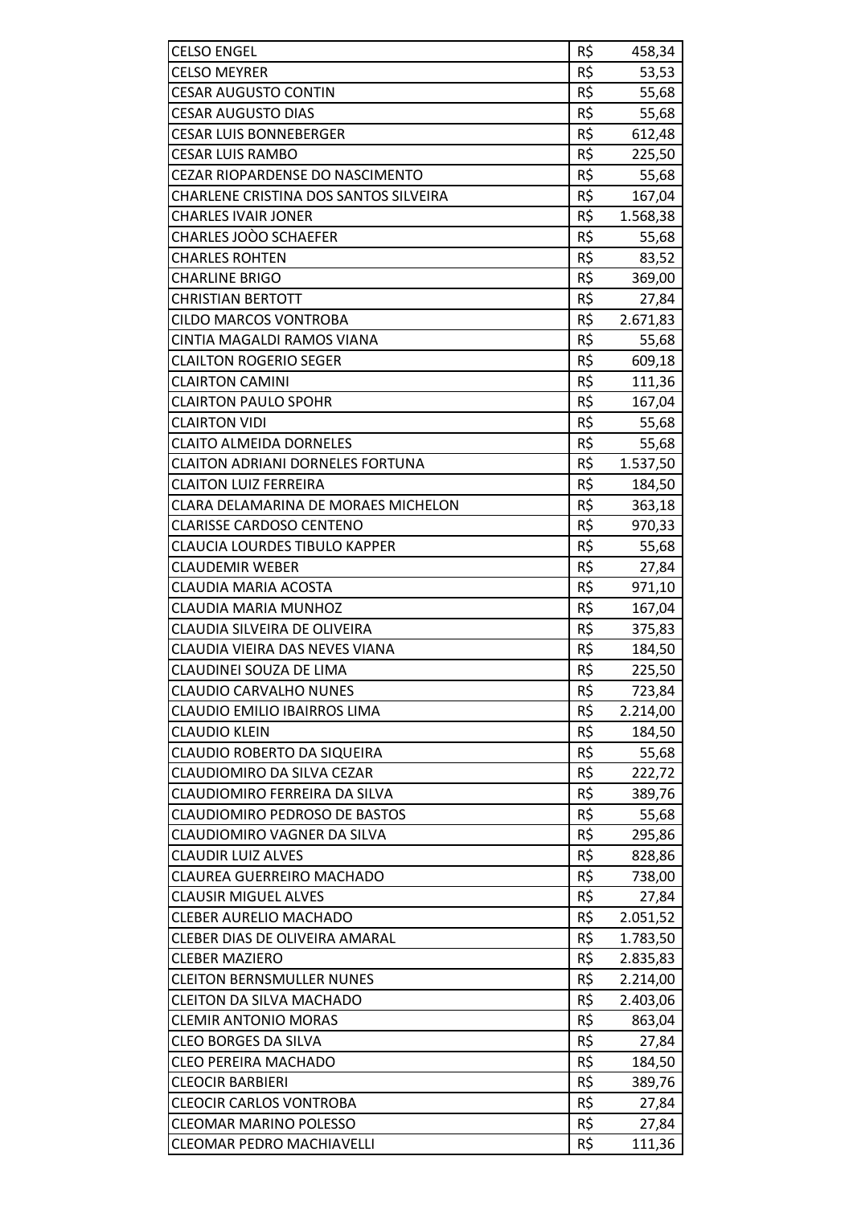| | | |
|---|---|---|
| CELSO ENGEL | R$ | 458,34 |
| CELSO MEYRER | R$ | 53,53 |
| CESAR AUGUSTO CONTIN | R$ | 55,68 |
| CESAR AUGUSTO DIAS | R$ | 55,68 |
| CESAR LUIS BONNEBERGER | R$ | 612,48 |
| CESAR LUIS RAMBO | R$ | 225,50 |
| CEZAR RIOPARDENSE DO NASCIMENTO | R$ | 55,68 |
| CHARLENE CRISTINA DOS SANTOS SILVEIRA | R$ | 167,04 |
| CHARLES IVAIR JONER | R$ | 1.568,38 |
| CHARLES JOÒO SCHAEFER | R$ | 55,68 |
| CHARLES ROHTEN | R$ | 83,52 |
| CHARLINE BRIGO | R$ | 369,00 |
| CHRISTIAN BERTOTT | R$ | 27,84 |
| CILDO MARCOS VONTROBA | R$ | 2.671,83 |
| CINTIA MAGALDI RAMOS VIANA | R$ | 55,68 |
| CLAILTON ROGERIO SEGER | R$ | 609,18 |
| CLAIRTON CAMINI | R$ | 111,36 |
| CLAIRTON PAULO SPOHR | R$ | 167,04 |
| CLAIRTON VIDI | R$ | 55,68 |
| CLAITO ALMEIDA DORNELES | R$ | 55,68 |
| CLAITON ADRIANI DORNELES FORTUNA | R$ | 1.537,50 |
| CLAITON LUIZ FERREIRA | R$ | 184,50 |
| CLARA DELAMARINA DE MORAES MICHELON | R$ | 363,18 |
| CLARISSE CARDOSO CENTENO | R$ | 970,33 |
| CLAUCIA LOURDES TIBULO KAPPER | R$ | 55,68 |
| CLAUDEMIR WEBER | R$ | 27,84 |
| CLAUDIA MARIA ACOSTA | R$ | 971,10 |
| CLAUDIA MARIA MUNHOZ | R$ | 167,04 |
| CLAUDIA SILVEIRA DE OLIVEIRA | R$ | 375,83 |
| CLAUDIA VIEIRA DAS NEVES VIANA | R$ | 184,50 |
| CLAUDINEI SOUZA DE LIMA | R$ | 225,50 |
| CLAUDIO CARVALHO NUNES | R$ | 723,84 |
| CLAUDIO EMILIO IBAIRROS LIMA | R$ | 2.214,00 |
| CLAUDIO KLEIN | R$ | 184,50 |
| CLAUDIO ROBERTO DA SIQUEIRA | R$ | 55,68 |
| CLAUDIOMIRO DA SILVA CEZAR | R$ | 222,72 |
| CLAUDIOMIRO FERREIRA DA SILVA | R$ | 389,76 |
| CLAUDIOMIRO PEDROSO DE BASTOS | R$ | 55,68 |
| CLAUDIOMIRO VAGNER DA SILVA | R$ | 295,86 |
| CLAUDIR LUIZ ALVES | R$ | 828,86 |
| CLAUREA GUERREIRO MACHADO | R$ | 738,00 |
| CLAUSIR MIGUEL ALVES | R$ | 27,84 |
| CLEBER AURELIO MACHADO | R$ | 2.051,52 |
| CLEBER DIAS DE OLIVEIRA AMARAL | R$ | 1.783,50 |
| CLEBER MAZIERO | R$ | 2.835,83 |
| CLEITON BERNSMULLER NUNES | R$ | 2.214,00 |
| CLEITON DA SILVA MACHADO | R$ | 2.403,06 |
| CLEMIR ANTONIO MORAS | R$ | 863,04 |
| CLEO BORGES DA SILVA | R$ | 27,84 |
| CLEO PEREIRA MACHADO | R$ | 184,50 |
| CLEOCIR BARBIERI | R$ | 389,76 |
| CLEOCIR CARLOS VONTROBA | R$ | 27,84 |
| CLEOMAR MARINO POLESSO | R$ | 27,84 |
| CLEOMAR PEDRO MACHIAVELLI | R$ | 111,36 |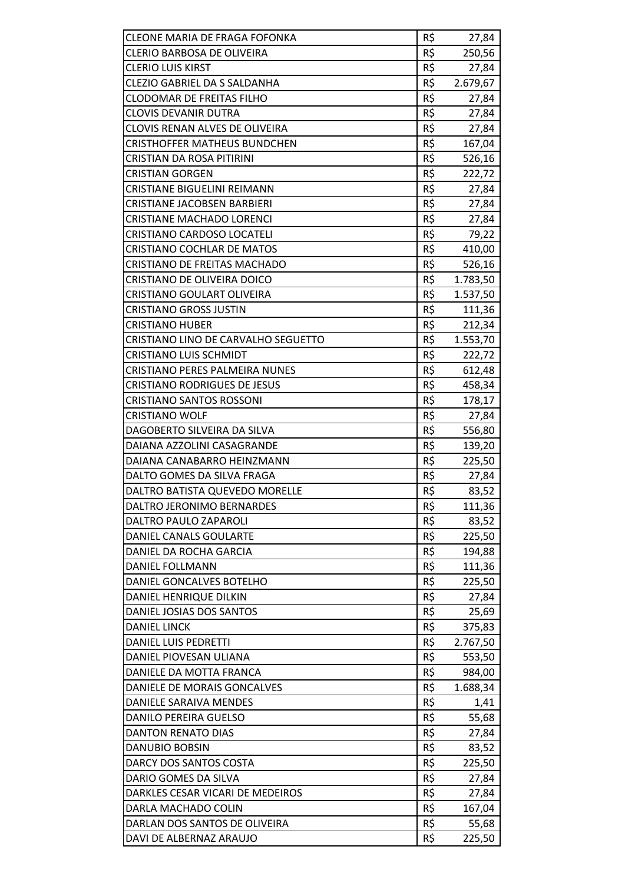| | | |
|---|---|---|
| CLEONE MARIA DE FRAGA FOFONKA | R$ | 27,84 |
| CLERIO BARBOSA DE OLIVEIRA | R$ | 250,56 |
| CLERIO LUIS KIRST | R$ | 27,84 |
| CLEZIO GABRIEL DA S SALDANHA | R$ | 2.679,67 |
| CLODOMAR DE FREITAS FILHO | R$ | 27,84 |
| CLOVIS DEVANIR DUTRA | R$ | 27,84 |
| CLOVIS RENAN ALVES DE OLIVEIRA | R$ | 27,84 |
| CRISTHOFFER MATHEUS BUNDCHEN | R$ | 167,04 |
| CRISTIAN DA ROSA PITIRINI | R$ | 526,16 |
| CRISTIAN GORGEN | R$ | 222,72 |
| CRISTIANE BIGUELINI REIMANN | R$ | 27,84 |
| CRISTIANE JACOBSEN BARBIERI | R$ | 27,84 |
| CRISTIANE MACHADO LORENCI | R$ | 27,84 |
| CRISTIANO CARDOSO LOCATELI | R$ | 79,22 |
| CRISTIANO COCHLAR DE MATOS | R$ | 410,00 |
| CRISTIANO DE FREITAS MACHADO | R$ | 526,16 |
| CRISTIANO DE OLIVEIRA DOICO | R$ | 1.783,50 |
| CRISTIANO GOULART OLIVEIRA | R$ | 1.537,50 |
| CRISTIANO GROSS JUSTIN | R$ | 111,36 |
| CRISTIANO HUBER | R$ | 212,34 |
| CRISTIANO LINO DE CARVALHO SEGUETTO | R$ | 1.553,70 |
| CRISTIANO LUIS SCHMIDT | R$ | 222,72 |
| CRISTIANO PERES PALMEIRA NUNES | R$ | 612,48 |
| CRISTIANO RODRIGUES DE JESUS | R$ | 458,34 |
| CRISTIANO SANTOS ROSSONI | R$ | 178,17 |
| CRISTIANO WOLF | R$ | 27,84 |
| DAGOBERTO SILVEIRA DA SILVA | R$ | 556,80 |
| DAIANA AZZOLINI CASAGRANDE | R$ | 139,20 |
| DAIANA CANABARRO HEINZMANN | R$ | 225,50 |
| DALTO GOMES DA SILVA FRAGA | R$ | 27,84 |
| DALTRO BATISTA QUEVEDO MORELLE | R$ | 83,52 |
| DALTRO JERONIMO BERNARDES | R$ | 111,36 |
| DALTRO PAULO ZAPAROLI | R$ | 83,52 |
| DANIEL CANALS GOULARTE | R$ | 225,50 |
| DANIEL DA ROCHA GARCIA | R$ | 194,88 |
| DANIEL FOLLMANN | R$ | 111,36 |
| DANIEL GONCALVES BOTELHO | R$ | 225,50 |
| DANIEL HENRIQUE DILKIN | R$ | 27,84 |
| DANIEL JOSIAS DOS SANTOS | R$ | 25,69 |
| DANIEL LINCK | R$ | 375,83 |
| DANIEL LUIS PEDRETTI | R$ | 2.767,50 |
| DANIEL PIOVESAN ULIANA | R$ | 553,50 |
| DANIELE DA MOTTA FRANCA | R$ | 984,00 |
| DANIELE DE MORAIS GONCALVES | R$ | 1.688,34 |
| DANIELE SARAIVA MENDES | R$ | 1,41 |
| DANILO PEREIRA GUELSO | R$ | 55,68 |
| DANTON RENATO DIAS | R$ | 27,84 |
| DANUBIO BOBSIN | R$ | 83,52 |
| DARCY DOS SANTOS COSTA | R$ | 225,50 |
| DARIO GOMES DA SILVA | R$ | 27,84 |
| DARKLES CESAR VICARI DE MEDEIROS | R$ | 27,84 |
| DARLA MACHADO COLIN | R$ | 167,04 |
| DARLAN DOS SANTOS DE OLIVEIRA | R$ | 55,68 |
| DAVI DE ALBERNAZ ARAUJO | R$ | 225,50 |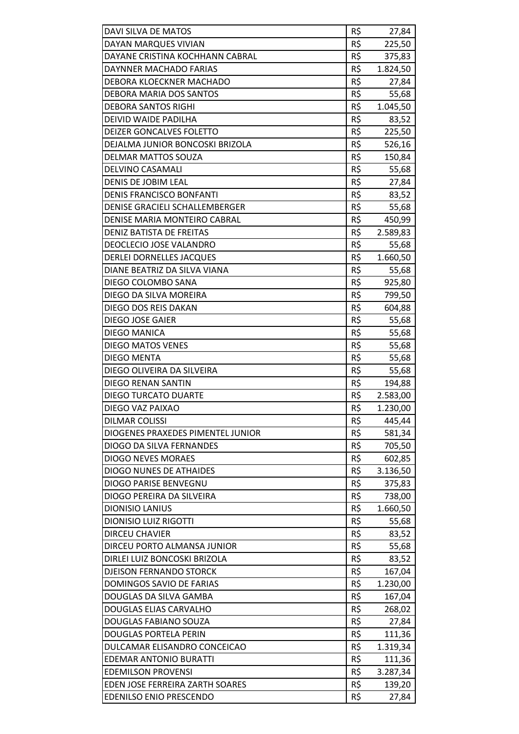| | | |
|---|---|---|
| DAVI SILVA DE MATOS | R$ | 27,84 |
| DAYAN MARQUES VIVIAN | R$ | 225,50 |
| DAYANE CRISTINA KOCHHANN CABRAL | R$ | 375,83 |
| DAYNNER MACHADO FARIAS | R$ | 1.824,50 |
| DEBORA KLOECKNER MACHADO | R$ | 27,84 |
| DEBORA MARIA DOS SANTOS | R$ | 55,68 |
| DEBORA SANTOS RIGHI | R$ | 1.045,50 |
| DEIVID WAIDE PADILHA | R$ | 83,52 |
| DEIZER GONCALVES FOLETTO | R$ | 225,50 |
| DEJALMA JUNIOR BONCOSKI BRIZOLA | R$ | 526,16 |
| DELMAR MATTOS SOUZA | R$ | 150,84 |
| DELVINO CASAMALI | R$ | 55,68 |
| DENIS DE JOBIM LEAL | R$ | 27,84 |
| DENIS FRANCISCO BONFANTI | R$ | 83,52 |
| DENISE GRACIELI SCHALLEMBERGER | R$ | 55,68 |
| DENISE MARIA MONTEIRO CABRAL | R$ | 450,99 |
| DENIZ BATISTA DE FREITAS | R$ | 2.589,83 |
| DEOCLECIO JOSE VALANDRO | R$ | 55,68 |
| DERLEI DORNELLES JACQUES | R$ | 1.660,50 |
| DIANE BEATRIZ DA SILVA VIANA | R$ | 55,68 |
| DIEGO COLOMBO SANA | R$ | 925,80 |
| DIEGO DA SILVA MOREIRA | R$ | 799,50 |
| DIEGO DOS REIS DAKAN | R$ | 604,88 |
| DIEGO JOSE GAIER | R$ | 55,68 |
| DIEGO MANICA | R$ | 55,68 |
| DIEGO MATOS VENES | R$ | 55,68 |
| DIEGO MENTA | R$ | 55,68 |
| DIEGO OLIVEIRA DA SILVEIRA | R$ | 55,68 |
| DIEGO RENAN SANTIN | R$ | 194,88 |
| DIEGO TURCATO DUARTE | R$ | 2.583,00 |
| DIEGO VAZ PAIXAO | R$ | 1.230,00 |
| DILMAR COLISSI | R$ | 445,44 |
| DIOGENES PRAXEDES PIMENTEL JUNIOR | R$ | 581,34 |
| DIOGO DA SILVA FERNANDES | R$ | 705,50 |
| DIOGO NEVES MORAES | R$ | 602,85 |
| DIOGO NUNES DE ATHAIDES | R$ | 3.136,50 |
| DIOGO PARISE BENVEGNU | R$ | 375,83 |
| DIOGO PEREIRA DA SILVEIRA | R$ | 738,00 |
| DIONISIO LANIUS | R$ | 1.660,50 |
| DIONISIO LUIZ RIGOTTI | R$ | 55,68 |
| DIRCEU CHAVIER | R$ | 83,52 |
| DIRCEU PORTO ALMANSA JUNIOR | R$ | 55,68 |
| DIRLEI LUIZ BONCOSKI BRIZOLA | R$ | 83,52 |
| DJEISON FERNANDO STORCK | R$ | 167,04 |
| DOMINGOS SAVIO DE FARIAS | R$ | 1.230,00 |
| DOUGLAS DA SILVA GAMBA | R$ | 167,04 |
| DOUGLAS ELIAS CARVALHO | R$ | 268,02 |
| DOUGLAS FABIANO SOUZA | R$ | 27,84 |
| DOUGLAS PORTELA PERIN | R$ | 111,36 |
| DULCAMAR ELISANDRO CONCEICAO | R$ | 1.319,34 |
| EDEMAR ANTONIO BURATTI | R$ | 111,36 |
| EDEMILSON PROVENSI | R$ | 3.287,34 |
| EDEN JOSE FERREIRA ZARTH SOARES | R$ | 139,20 |
| EDENILSO ENIO PRESCENDO | R$ | 27,84 |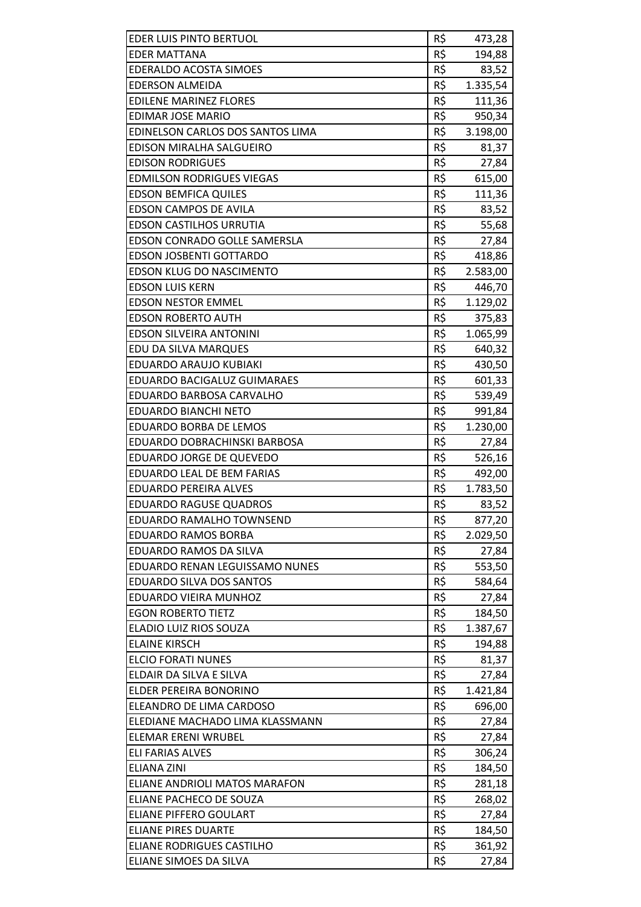| | | |
|---|---|---|
| EDER LUIS PINTO BERTUOL | R$ | 473,28 |
| EDER MATTANA | R$ | 194,88 |
| EDERALDO ACOSTA SIMOES | R$ | 83,52 |
| EDERSON ALMEIDA | R$ | 1.335,54 |
| EDILENE MARINEZ FLORES | R$ | 111,36 |
| EDIMAR JOSE MARIO | R$ | 950,34 |
| EDINELSON CARLOS DOS SANTOS LIMA | R$ | 3.198,00 |
| EDISON MIRALHA SALGUEIRO | R$ | 81,37 |
| EDISON RODRIGUES | R$ | 27,84 |
| EDMILSON RODRIGUES VIEGAS | R$ | 615,00 |
| EDSON BEMFICA QUILES | R$ | 111,36 |
| EDSON CAMPOS DE AVILA | R$ | 83,52 |
| EDSON CASTILHOS URRUTIA | R$ | 55,68 |
| EDSON CONRADO GOLLE SAMERSLA | R$ | 27,84 |
| EDSON JOSBENTI GOTTARDO | R$ | 418,86 |
| EDSON KLUG DO NASCIMENTO | R$ | 2.583,00 |
| EDSON LUIS KERN | R$ | 446,70 |
| EDSON NESTOR EMMEL | R$ | 1.129,02 |
| EDSON ROBERTO AUTH | R$ | 375,83 |
| EDSON SILVEIRA ANTONINI | R$ | 1.065,99 |
| EDU DA SILVA MARQUES | R$ | 640,32 |
| EDUARDO ARAUJO KUBIAKI | R$ | 430,50 |
| EDUARDO BACIGALUZ GUIMARAES | R$ | 601,33 |
| EDUARDO BARBOSA CARVALHO | R$ | 539,49 |
| EDUARDO BIANCHI NETO | R$ | 991,84 |
| EDUARDO BORBA DE LEMOS | R$ | 1.230,00 |
| EDUARDO DOBRACHINSKI BARBOSA | R$ | 27,84 |
| EDUARDO JORGE DE QUEVEDO | R$ | 526,16 |
| EDUARDO LEAL DE BEM FARIAS | R$ | 492,00 |
| EDUARDO PEREIRA ALVES | R$ | 1.783,50 |
| EDUARDO RAGUSE QUADROS | R$ | 83,52 |
| EDUARDO RAMALHO TOWNSEND | R$ | 877,20 |
| EDUARDO RAMOS BORBA | R$ | 2.029,50 |
| EDUARDO RAMOS DA SILVA | R$ | 27,84 |
| EDUARDO RENAN LEGUISSAMO NUNES | R$ | 553,50 |
| EDUARDO SILVA DOS SANTOS | R$ | 584,64 |
| EDUARDO VIEIRA MUNHOZ | R$ | 27,84 |
| EGON ROBERTO TIETZ | R$ | 184,50 |
| ELADIO LUIZ RIOS SOUZA | R$ | 1.387,67 |
| ELAINE KIRSCH | R$ | 194,88 |
| ELCIO FORATI NUNES | R$ | 81,37 |
| ELDAIR DA SILVA E SILVA | R$ | 27,84 |
| ELDER PEREIRA BONORINO | R$ | 1.421,84 |
| ELEANDRO DE LIMA CARDOSO | R$ | 696,00 |
| ELEDIANE MACHADO LIMA KLASSMANN | R$ | 27,84 |
| ELEMAR ERENI WRUBEL | R$ | 27,84 |
| ELI FARIAS ALVES | R$ | 306,24 |
| ELIANA ZINI | R$ | 184,50 |
| ELIANE ANDRIOLI MATOS MARAFON | R$ | 281,18 |
| ELIANE PACHECO DE SOUZA | R$ | 268,02 |
| ELIANE PIFFERO GOULART | R$ | 27,84 |
| ELIANE PIRES DUARTE | R$ | 184,50 |
| ELIANE RODRIGUES CASTILHO | R$ | 361,92 |
| ELIANE SIMOES DA SILVA | R$ | 27,84 |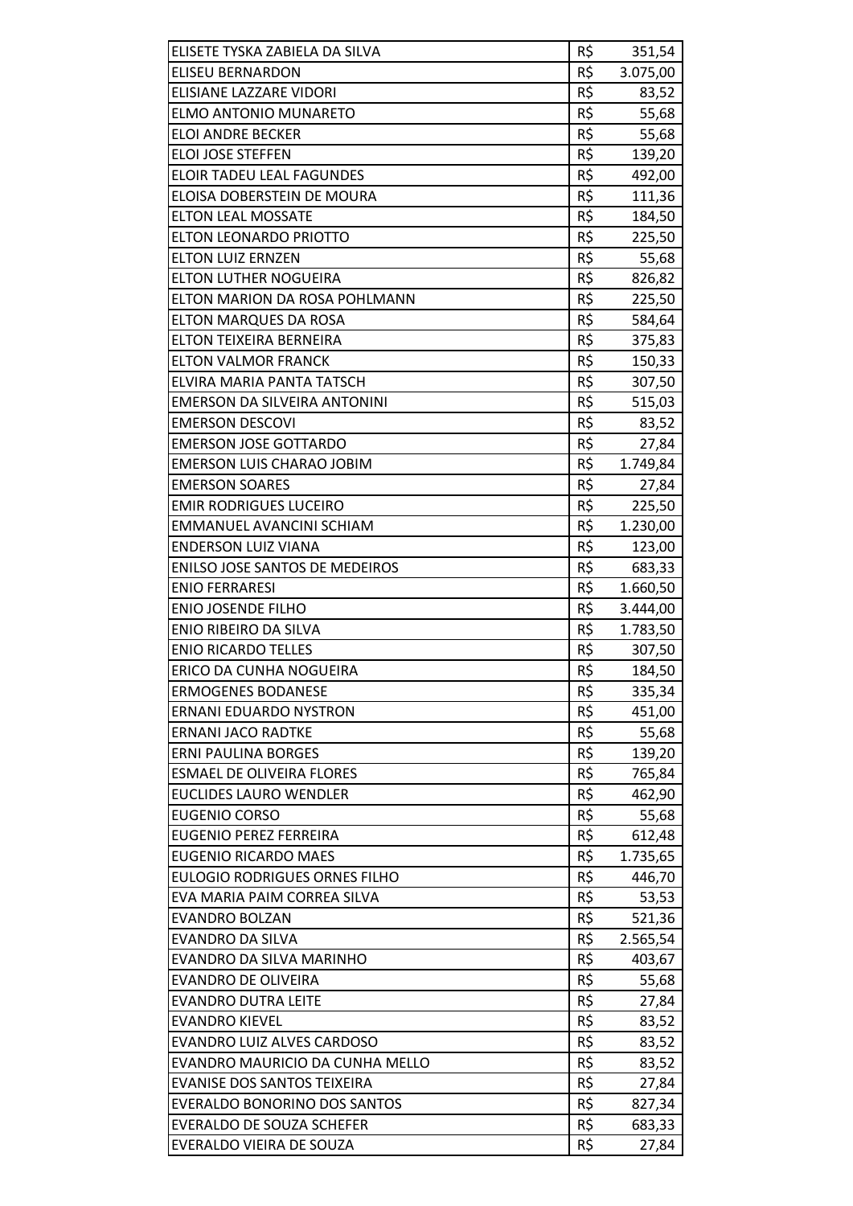| ELISETE TYSKA ZABIELA DA SILVA | R$ | 351,54 |
|---|---|---|
| ELISEU BERNARDON | R$ | 3.075,00 |
| ELISIANE LAZZARE VIDORI | R$ | 83,52 |
| ELMO ANTONIO MUNARETO | R$ | 55,68 |
| ELOI ANDRE BECKER | R$ | 55,68 |
| ELOI JOSE STEFFEN | R$ | 139,20 |
| ELOIR TADEU LEAL FAGUNDES | R$ | 492,00 |
| ELOISA DOBERSTEIN DE MOURA | R$ | 111,36 |
| ELTON LEAL MOSSATE | R$ | 184,50 |
| ELTON LEONARDO PRIOTTO | R$ | 225,50 |
| ELTON LUIZ ERNZEN | R$ | 55,68 |
| ELTON LUTHER NOGUEIRA | R$ | 826,82 |
| ELTON MARION DA ROSA POHLMANN | R$ | 225,50 |
| ELTON MARQUES DA ROSA | R$ | 584,64 |
| ELTON TEIXEIRA BERNEIRA | R$ | 375,83 |
| ELTON VALMOR FRANCK | R$ | 150,33 |
| ELVIRA MARIA PANTA TATSCH | R$ | 307,50 |
| EMERSON DA SILVEIRA ANTONINI | R$ | 515,03 |
| EMERSON DESCOVI | R$ | 83,52 |
| EMERSON JOSE GOTTARDO | R$ | 27,84 |
| EMERSON LUIS CHARAO JOBIM | R$ | 1.749,84 |
| EMERSON SOARES | R$ | 27,84 |
| EMIR RODRIGUES LUCEIRO | R$ | 225,50 |
| EMMANUEL AVANCINI SCHIAM | R$ | 1.230,00 |
| ENDERSON LUIZ VIANA | R$ | 123,00 |
| ENILSO JOSE SANTOS DE MEDEIROS | R$ | 683,33 |
| ENIO FERRARESI | R$ | 1.660,50 |
| ENIO JOSENDE FILHO | R$ | 3.444,00 |
| ENIO RIBEIRO DA SILVA | R$ | 1.783,50 |
| ENIO RICARDO TELLES | R$ | 307,50 |
| ERICO DA CUNHA NOGUEIRA | R$ | 184,50 |
| ERMOGENES BODANESE | R$ | 335,34 |
| ERNANI EDUARDO NYSTRON | R$ | 451,00 |
| ERNANI JACO RADTKE | R$ | 55,68 |
| ERNI PAULINA BORGES | R$ | 139,20 |
| ESMAEL DE OLIVEIRA FLORES | R$ | 765,84 |
| EUCLIDES LAURO WENDLER | R$ | 462,90 |
| EUGENIO CORSO | R$ | 55,68 |
| EUGENIO PEREZ FERREIRA | R$ | 612,48 |
| EUGENIO RICARDO MAES | R$ | 1.735,65 |
| EULOGIO RODRIGUES ORNES FILHO | R$ | 446,70 |
| EVA MARIA PAIM CORREA SILVA | R$ | 53,53 |
| EVANDRO BOLZAN | R$ | 521,36 |
| EVANDRO DA SILVA | R$ | 2.565,54 |
| EVANDRO DA SILVA MARINHO | R$ | 403,67 |
| EVANDRO DE OLIVEIRA | R$ | 55,68 |
| EVANDRO DUTRA LEITE | R$ | 27,84 |
| EVANDRO KIEVEL | R$ | 83,52 |
| EVANDRO LUIZ ALVES CARDOSO | R$ | 83,52 |
| EVANDRO MAURICIO DA CUNHA MELLO | R$ | 83,52 |
| EVANISE DOS SANTOS TEIXEIRA | R$ | 27,84 |
| EVERALDO BONORINO DOS SANTOS | R$ | 827,34 |
| EVERALDO DE SOUZA SCHEFER | R$ | 683,33 |
| EVERALDO VIEIRA DE SOUZA | R$ | 27,84 |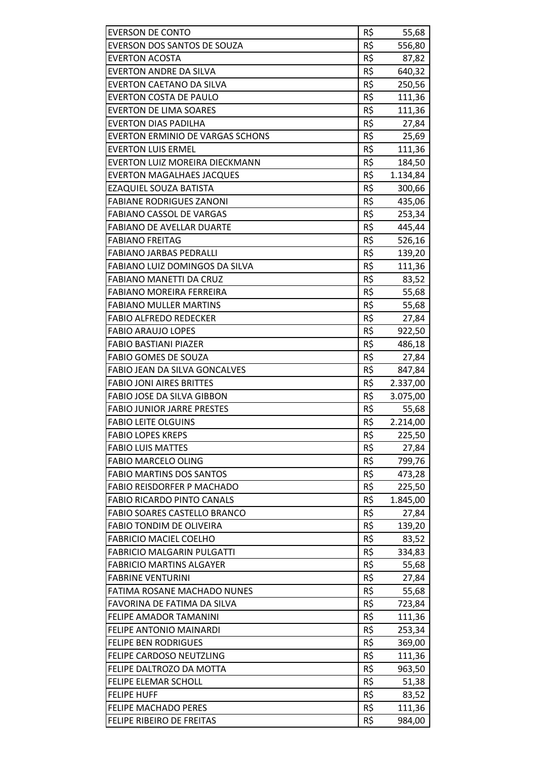| | | |
|---|---|---|
| EVERSON DE CONTO | R$ | 55,68 |
| EVERSON DOS SANTOS DE SOUZA | R$ | 556,80 |
| EVERTON ACOSTA | R$ | 87,82 |
| EVERTON ANDRE DA SILVA | R$ | 640,32 |
| EVERTON CAETANO DA SILVA | R$ | 250,56 |
| EVERTON COSTA DE PAULO | R$ | 111,36 |
| EVERTON DE LIMA SOARES | R$ | 111,36 |
| EVERTON DIAS PADILHA | R$ | 27,84 |
| EVERTON ERMINIO DE VARGAS SCHONS | R$ | 25,69 |
| EVERTON LUIS ERMEL | R$ | 111,36 |
| EVERTON LUIZ MOREIRA DIECKMANN | R$ | 184,50 |
| EVERTON MAGALHAES JACQUES | R$ | 1.134,84 |
| EZAQUIEL SOUZA BATISTA | R$ | 300,66 |
| FABIANE RODRIGUES ZANONI | R$ | 435,06 |
| FABIANO CASSOL DE VARGAS | R$ | 253,34 |
| FABIANO DE AVELLAR DUARTE | R$ | 445,44 |
| FABIANO FREITAG | R$ | 526,16 |
| FABIANO JARBAS PEDRALLI | R$ | 139,20 |
| FABIANO LUIZ DOMINGOS DA SILVA | R$ | 111,36 |
| FABIANO MANETTI DA CRUZ | R$ | 83,52 |
| FABIANO MOREIRA FERREIRA | R$ | 55,68 |
| FABIANO MULLER MARTINS | R$ | 55,68 |
| FABIO ALFREDO REDECKER | R$ | 27,84 |
| FABIO ARAUJO LOPES | R$ | 922,50 |
| FABIO BASTIANI PIAZER | R$ | 486,18 |
| FABIO GOMES DE SOUZA | R$ | 27,84 |
| FABIO JEAN DA SILVA GONCALVES | R$ | 847,84 |
| FABIO JONI AIRES BRITTES | R$ | 2.337,00 |
| FABIO JOSE DA SILVA GIBBON | R$ | 3.075,00 |
| FABIO JUNIOR JARRE PRESTES | R$ | 55,68 |
| FABIO LEITE OLGUINS | R$ | 2.214,00 |
| FABIO LOPES KREPS | R$ | 225,50 |
| FABIO LUIS MATTES | R$ | 27,84 |
| FABIO MARCELO OLING | R$ | 799,76 |
| FABIO MARTINS DOS SANTOS | R$ | 473,28 |
| FABIO REISDORFER P MACHADO | R$ | 225,50 |
| FABIO RICARDO PINTO CANALS | R$ | 1.845,00 |
| FABIO SOARES CASTELLO BRANCO | R$ | 27,84 |
| FABIO TONDIM DE OLIVEIRA | R$ | 139,20 |
| FABRICIO MACIEL COELHO | R$ | 83,52 |
| FABRICIO MALGARIN PULGATTI | R$ | 334,83 |
| FABRICIO MARTINS ALGAYER | R$ | 55,68 |
| FABRINE VENTURINI | R$ | 27,84 |
| FATIMA ROSANE MACHADO NUNES | R$ | 55,68 |
| FAVORINA DE FATIMA DA SILVA | R$ | 723,84 |
| FELIPE AMADOR TAMANINI | R$ | 111,36 |
| FELIPE ANTONIO MAINARDI | R$ | 253,34 |
| FELIPE BEN RODRIGUES | R$ | 369,00 |
| FELIPE CARDOSO NEUTZLING | R$ | 111,36 |
| FELIPE DALTROZO DA MOTTA | R$ | 963,50 |
| FELIPE ELEMAR SCHOLL | R$ | 51,38 |
| FELIPE HUFF | R$ | 83,52 |
| FELIPE MACHADO PERES | R$ | 111,36 |
| FELIPE RIBEIRO DE FREITAS | R$ | 984,00 |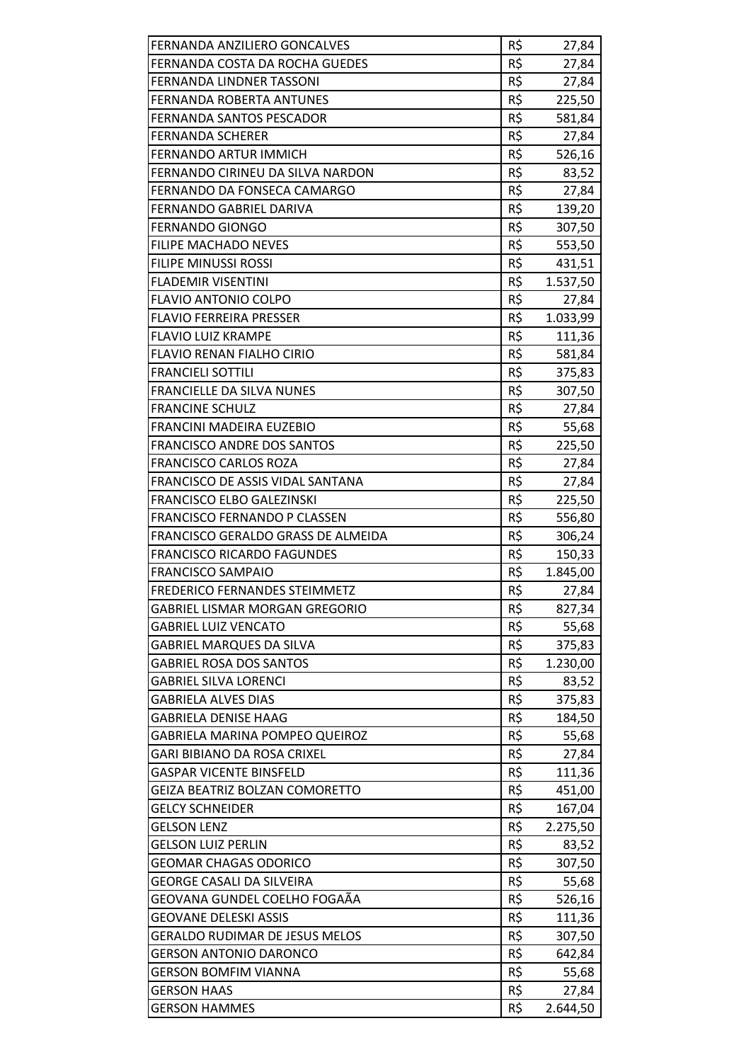| | | |
|---|---|---|
| FERNANDA ANZILIERO GONCALVES | R$ | 27,84 |
| FERNANDA COSTA DA ROCHA GUEDES | R$ | 27,84 |
| FERNANDA LINDNER TASSONI | R$ | 27,84 |
| FERNANDA ROBERTA ANTUNES | R$ | 225,50 |
| FERNANDA SANTOS PESCADOR | R$ | 581,84 |
| FERNANDA SCHERER | R$ | 27,84 |
| FERNANDO ARTUR IMMICH | R$ | 526,16 |
| FERNANDO CIRINEU DA SILVA NARDON | R$ | 83,52 |
| FERNANDO DA FONSECA CAMARGO | R$ | 27,84 |
| FERNANDO GABRIEL DARIVA | R$ | 139,20 |
| FERNANDO GIONGO | R$ | 307,50 |
| FILIPE MACHADO NEVES | R$ | 553,50 |
| FILIPE MINUSSI ROSSI | R$ | 431,51 |
| FLADEMIR VISENTINI | R$ | 1.537,50 |
| FLAVIO ANTONIO COLPO | R$ | 27,84 |
| FLAVIO FERREIRA PRESSER | R$ | 1.033,99 |
| FLAVIO LUIZ KRAMPE | R$ | 111,36 |
| FLAVIO RENAN FIALHO CIRIO | R$ | 581,84 |
| FRANCIELI SOTTILI | R$ | 375,83 |
| FRANCIELLE DA SILVA NUNES | R$ | 307,50 |
| FRANCINE SCHULZ | R$ | 27,84 |
| FRANCINI MADEIRA EUZEBIO | R$ | 55,68 |
| FRANCISCO ANDRE DOS SANTOS | R$ | 225,50 |
| FRANCISCO CARLOS ROZA | R$ | 27,84 |
| FRANCISCO DE ASSIS VIDAL SANTANA | R$ | 27,84 |
| FRANCISCO ELBO GALEZINSKI | R$ | 225,50 |
| FRANCISCO FERNANDO P CLASSEN | R$ | 556,80 |
| FRANCISCO GERALDO GRASS DE ALMEIDA | R$ | 306,24 |
| FRANCISCO RICARDO FAGUNDES | R$ | 150,33 |
| FRANCISCO SAMPAIO | R$ | 1.845,00 |
| FREDERICO FERNANDES STEIMMETZ | R$ | 27,84 |
| GABRIEL LISMAR MORGAN GREGORIO | R$ | 827,34 |
| GABRIEL LUIZ VENCATO | R$ | 55,68 |
| GABRIEL MARQUES DA SILVA | R$ | 375,83 |
| GABRIEL ROSA DOS SANTOS | R$ | 1.230,00 |
| GABRIEL SILVA LORENCI | R$ | 83,52 |
| GABRIELA ALVES DIAS | R$ | 375,83 |
| GABRIELA DENISE HAAG | R$ | 184,50 |
| GABRIELA MARINA POMPEO QUEIROZ | R$ | 55,68 |
| GARI BIBIANO DA ROSA CRIXEL | R$ | 27,84 |
| GASPAR VICENTE BINSFELD | R$ | 111,36 |
| GEIZA BEATRIZ BOLZAN COMORETTO | R$ | 451,00 |
| GELCY SCHNEIDER | R$ | 167,04 |
| GELSON LENZ | R$ | 2.275,50 |
| GELSON LUIZ PERLIN | R$ | 83,52 |
| GEOMAR CHAGAS ODORICO | R$ | 307,50 |
| GEORGE CASALI DA SILVEIRA | R$ | 55,68 |
| GEOVANA GUNDEL COELHO FOGAÃA | R$ | 526,16 |
| GEOVANE DELESKI ASSIS | R$ | 111,36 |
| GERALDO RUDIMAR DE JESUS MELOS | R$ | 307,50 |
| GERSON ANTONIO DARONCO | R$ | 642,84 |
| GERSON BOMFIM VIANNA | R$ | 55,68 |
| GERSON HAAS | R$ | 27,84 |
| GERSON HAMMES | R$ | 2.644,50 |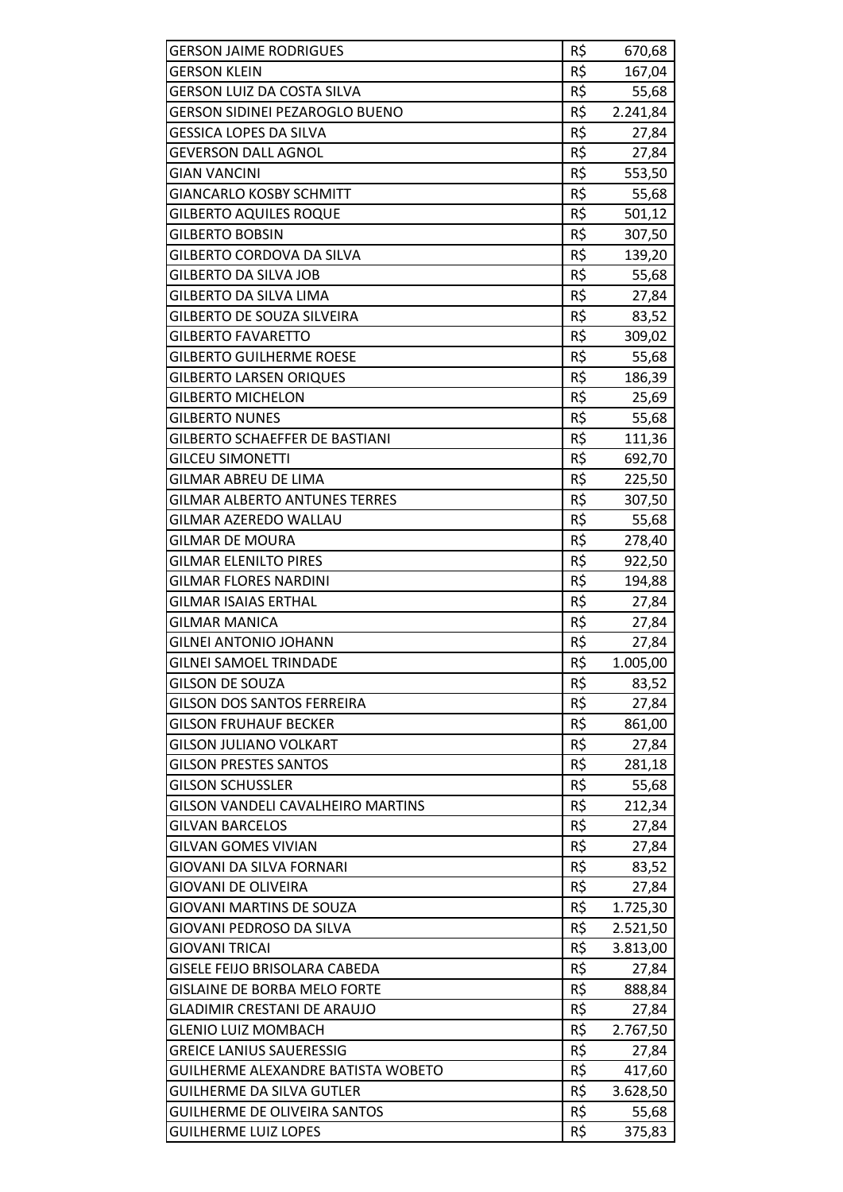| | | |
|---|---|---|
| GERSON JAIME RODRIGUES | R$ | 670,68 |
| GERSON KLEIN | R$ | 167,04 |
| GERSON LUIZ DA COSTA SILVA | R$ | 55,68 |
| GERSON SIDINEI PEZAROGLO BUENO | R$ | 2.241,84 |
| GESSICA LOPES DA SILVA | R$ | 27,84 |
| GEVERSON DALL AGNOL | R$ | 27,84 |
| GIAN VANCINI | R$ | 553,50 |
| GIANCARLO KOSBY SCHMITT | R$ | 55,68 |
| GILBERTO AQUILES ROQUE | R$ | 501,12 |
| GILBERTO BOBSIN | R$ | 307,50 |
| GILBERTO CORDOVA DA SILVA | R$ | 139,20 |
| GILBERTO DA SILVA JOB | R$ | 55,68 |
| GILBERTO DA SILVA LIMA | R$ | 27,84 |
| GILBERTO DE SOUZA SILVEIRA | R$ | 83,52 |
| GILBERTO FAVARETTO | R$ | 309,02 |
| GILBERTO GUILHERME ROESE | R$ | 55,68 |
| GILBERTO LARSEN ORIQUES | R$ | 186,39 |
| GILBERTO MICHELON | R$ | 25,69 |
| GILBERTO NUNES | R$ | 55,68 |
| GILBERTO SCHAEFFER DE BASTIANI | R$ | 111,36 |
| GILCEU SIMONETTI | R$ | 692,70 |
| GILMAR ABREU DE LIMA | R$ | 225,50 |
| GILMAR ALBERTO ANTUNES TERRES | R$ | 307,50 |
| GILMAR AZEREDO WALLAU | R$ | 55,68 |
| GILMAR DE MOURA | R$ | 278,40 |
| GILMAR ELENILTO PIRES | R$ | 922,50 |
| GILMAR FLORES NARDINI | R$ | 194,88 |
| GILMAR ISAIAS ERTHAL | R$ | 27,84 |
| GILMAR MANICA | R$ | 27,84 |
| GILNEI ANTONIO JOHANN | R$ | 27,84 |
| GILNEI SAMOEL TRINDADE | R$ | 1.005,00 |
| GILSON DE SOUZA | R$ | 83,52 |
| GILSON DOS SANTOS FERREIRA | R$ | 27,84 |
| GILSON FRUHAUF BECKER | R$ | 861,00 |
| GILSON JULIANO VOLKART | R$ | 27,84 |
| GILSON PRESTES SANTOS | R$ | 281,18 |
| GILSON SCHUSSLER | R$ | 55,68 |
| GILSON VANDELI CAVALHEIRO MARTINS | R$ | 212,34 |
| GILVAN BARCELOS | R$ | 27,84 |
| GILVAN GOMES VIVIAN | R$ | 27,84 |
| GIOVANI DA SILVA FORNARI | R$ | 83,52 |
| GIOVANI DE OLIVEIRA | R$ | 27,84 |
| GIOVANI MARTINS DE SOUZA | R$ | 1.725,30 |
| GIOVANI PEDROSO DA SILVA | R$ | 2.521,50 |
| GIOVANI TRICAI | R$ | 3.813,00 |
| GISELE FEIJO BRISOLARA CABEDA | R$ | 27,84 |
| GISLAINE DE BORBA MELO FORTE | R$ | 888,84 |
| GLADIMIR CRESTANI DE ARAUJO | R$ | 27,84 |
| GLENIO LUIZ MOMBACH | R$ | 2.767,50 |
| GREICE LANIUS SAUERESSIG | R$ | 27,84 |
| GUILHERME ALEXANDRE BATISTA WOBETO | R$ | 417,60 |
| GUILHERME DA SILVA GUTLER | R$ | 3.628,50 |
| GUILHERME DE OLIVEIRA SANTOS | R$ | 55,68 |
| GUILHERME LUIZ LOPES | R$ | 375,83 |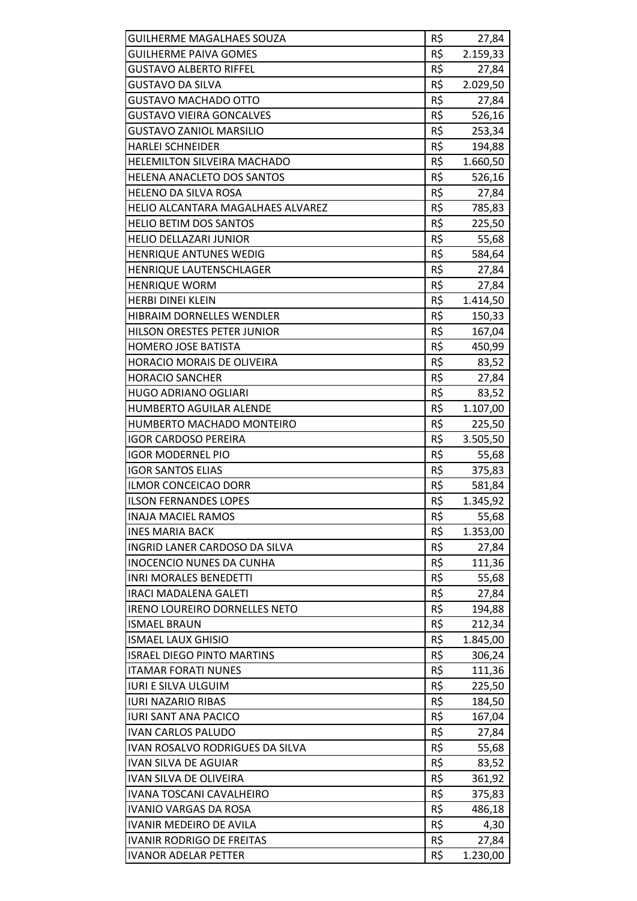| | | |
|---|---|---|
| GUILHERME MAGALHAES SOUZA | R$ | 27,84 |
| GUILHERME PAIVA GOMES | R$ | 2.159,33 |
| GUSTAVO ALBERTO RIFFEL | R$ | 27,84 |
| GUSTAVO DA SILVA | R$ | 2.029,50 |
| GUSTAVO MACHADO OTTO | R$ | 27,84 |
| GUSTAVO VIEIRA GONCALVES | R$ | 526,16 |
| GUSTAVO ZANIOL MARSILIO | R$ | 253,34 |
| HARLEI SCHNEIDER | R$ | 194,88 |
| HELEMILTON SILVEIRA MACHADO | R$ | 1.660,50 |
| HELENA ANACLETO DOS SANTOS | R$ | 526,16 |
| HELENO DA SILVA ROSA | R$ | 27,84 |
| HELIO ALCANTARA MAGALHAES ALVAREZ | R$ | 785,83 |
| HELIO BETIM DOS SANTOS | R$ | 225,50 |
| HELIO DELLAZARI JUNIOR | R$ | 55,68 |
| HENRIQUE ANTUNES WEDIG | R$ | 584,64 |
| HENRIQUE LAUTENSCHLAGER | R$ | 27,84 |
| HENRIQUE WORM | R$ | 27,84 |
| HERBI DINEI KLEIN | R$ | 1.414,50 |
| HIBRAIM DORNELLES WENDLER | R$ | 150,33 |
| HILSON ORESTES PETER JUNIOR | R$ | 167,04 |
| HOMERO JOSE BATISTA | R$ | 450,99 |
| HORACIO MORAIS DE OLIVEIRA | R$ | 83,52 |
| HORACIO SANCHER | R$ | 27,84 |
| HUGO ADRIANO OGLIARI | R$ | 83,52 |
| HUMBERTO AGUILAR ALENDE | R$ | 1.107,00 |
| HUMBERTO MACHADO MONTEIRO | R$ | 225,50 |
| IGOR CARDOSO PEREIRA | R$ | 3.505,50 |
| IGOR MODERNEL PIO | R$ | 55,68 |
| IGOR SANTOS ELIAS | R$ | 375,83 |
| ILMOR CONCEICAO DORR | R$ | 581,84 |
| ILSON FERNANDES LOPES | R$ | 1.345,92 |
| INAJA MACIEL RAMOS | R$ | 55,68 |
| INES MARIA BACK | R$ | 1.353,00 |
| INGRID LANER CARDOSO DA SILVA | R$ | 27,84 |
| INOCENCIO NUNES DA CUNHA | R$ | 111,36 |
| INRI MORALES BENEDETTI | R$ | 55,68 |
| IRACI MADALENA GALETI | R$ | 27,84 |
| IRENO LOUREIRO DORNELLES NETO | R$ | 194,88 |
| ISMAEL BRAUN | R$ | 212,34 |
| ISMAEL LAUX GHISIO | R$ | 1.845,00 |
| ISRAEL DIEGO PINTO MARTINS | R$ | 306,24 |
| ITAMAR FORATI NUNES | R$ | 111,36 |
| IURI E SILVA ULGUIM | R$ | 225,50 |
| IURI NAZARIO RIBAS | R$ | 184,50 |
| IURI SANT ANA PACICO | R$ | 167,04 |
| IVAN CARLOS PALUDO | R$ | 27,84 |
| IVAN ROSALVO RODRIGUES DA SILVA | R$ | 55,68 |
| IVAN SILVA DE AGUIAR | R$ | 83,52 |
| IVAN SILVA DE OLIVEIRA | R$ | 361,92 |
| IVANA TOSCANI CAVALHEIRO | R$ | 375,83 |
| IVANIO VARGAS DA ROSA | R$ | 486,18 |
| IVANIR MEDEIRO DE AVILA | R$ | 4,30 |
| IVANIR RODRIGO DE FREITAS | R$ | 27,84 |
| IVANOR ADELAR PETTER | R$ | 1.230,00 |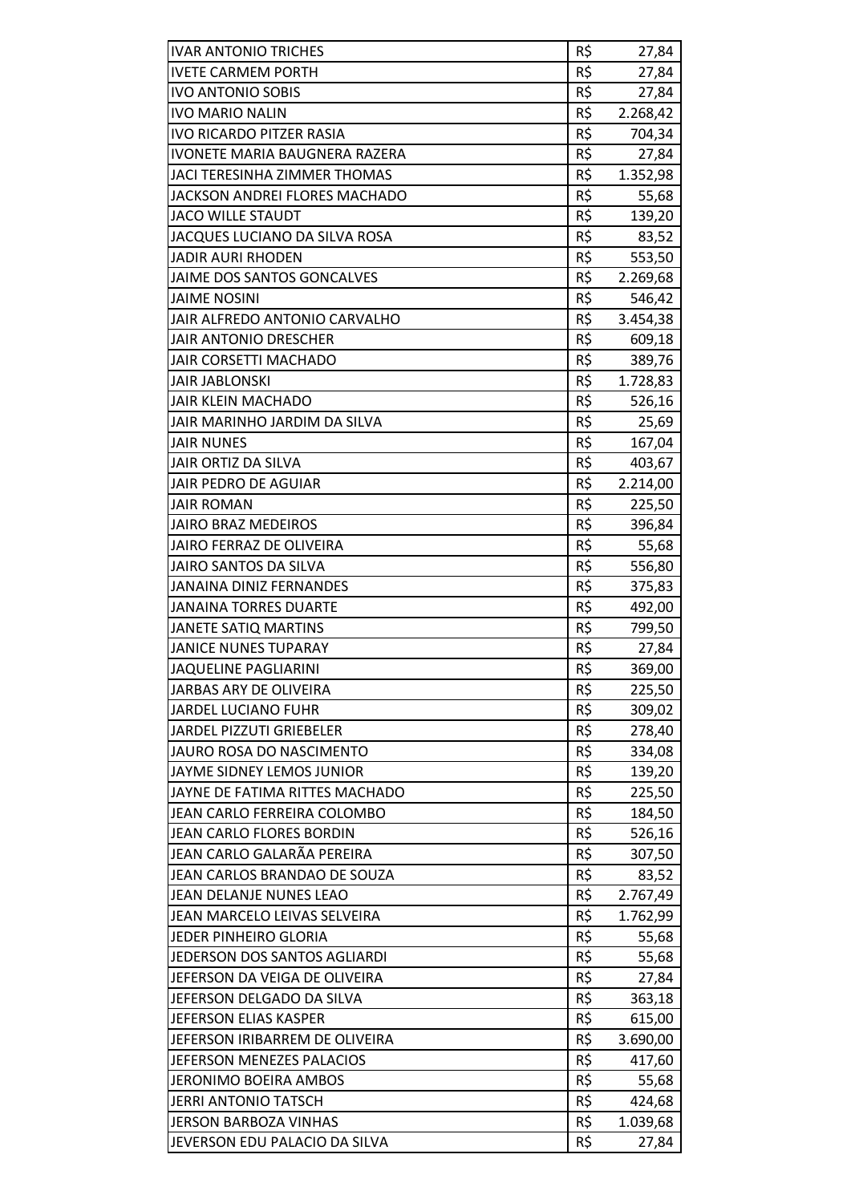| | | |
|---|---|---|
| IVAR ANTONIO TRICHES | R$ | 27,84 |
| IVETE CARMEM PORTH | R$ | 27,84 |
| IVO ANTONIO SOBIS | R$ | 27,84 |
| IVO MARIO NALIN | R$ | 2.268,42 |
| IVO RICARDO PITZER RASIA | R$ | 704,34 |
| IVONETE MARIA BAUGNERA RAZERA | R$ | 27,84 |
| JACI TERESINHA ZIMMER THOMAS | R$ | 1.352,98 |
| JACKSON ANDREI FLORES MACHADO | R$ | 55,68 |
| JACO WILLE STAUDT | R$ | 139,20 |
| JACQUES LUCIANO DA SILVA ROSA | R$ | 83,52 |
| JADIR AURI RHODEN | R$ | 553,50 |
| JAIME DOS SANTOS GONCALVES | R$ | 2.269,68 |
| JAIME NOSINI | R$ | 546,42 |
| JAIR ALFREDO ANTONIO CARVALHO | R$ | 3.454,38 |
| JAIR ANTONIO DRESCHER | R$ | 609,18 |
| JAIR CORSETTI MACHADO | R$ | 389,76 |
| JAIR JABLONSKI | R$ | 1.728,83 |
| JAIR KLEIN MACHADO | R$ | 526,16 |
| JAIR MARINHO JARDIM DA SILVA | R$ | 25,69 |
| JAIR NUNES | R$ | 167,04 |
| JAIR ORTIZ DA SILVA | R$ | 403,67 |
| JAIR PEDRO DE AGUIAR | R$ | 2.214,00 |
| JAIR ROMAN | R$ | 225,50 |
| JAIRO BRAZ MEDEIROS | R$ | 396,84 |
| JAIRO FERRAZ DE OLIVEIRA | R$ | 55,68 |
| JAIRO SANTOS DA SILVA | R$ | 556,80 |
| JANAINA DINIZ FERNANDES | R$ | 375,83 |
| JANAINA TORRES DUARTE | R$ | 492,00 |
| JANETE SATIQ MARTINS | R$ | 799,50 |
| JANICE NUNES TUPARAY | R$ | 27,84 |
| JAQUELINE PAGLIARINI | R$ | 369,00 |
| JARBAS ARY DE OLIVEIRA | R$ | 225,50 |
| JARDEL LUCIANO FUHR | R$ | 309,02 |
| JARDEL PIZZUTI GRIEBELER | R$ | 278,40 |
| JAURO ROSA DO NASCIMENTO | R$ | 334,08 |
| JAYME SIDNEY LEMOS JUNIOR | R$ | 139,20 |
| JAYNE DE FATIMA RITTES MACHADO | R$ | 225,50 |
| JEAN CARLO FERREIRA COLOMBO | R$ | 184,50 |
| JEAN CARLO FLORES BORDIN | R$ | 526,16 |
| JEAN CARLO GALARÃA PEREIRA | R$ | 307,50 |
| JEAN CARLOS BRANDAO DE SOUZA | R$ | 83,52 |
| JEAN DELANJE NUNES LEAO | R$ | 2.767,49 |
| JEAN MARCELO LEIVAS SELVEIRA | R$ | 1.762,99 |
| JEDER PINHEIRO GLORIA | R$ | 55,68 |
| JEDERSON DOS SANTOS AGLIARDI | R$ | 55,68 |
| JEFERSON DA VEIGA DE OLIVEIRA | R$ | 27,84 |
| JEFERSON DELGADO DA SILVA | R$ | 363,18 |
| JEFERSON ELIAS KASPER | R$ | 615,00 |
| JEFERSON IRIBARREM DE OLIVEIRA | R$ | 3.690,00 |
| JEFERSON MENEZES PALACIOS | R$ | 417,60 |
| JERONIMO BOEIRA AMBOS | R$ | 55,68 |
| JERRI ANTONIO TATSCH | R$ | 424,68 |
| JERSON BARBOZA VINHAS | R$ | 1.039,68 |
| JEVERSON EDU PALACIO DA SILVA | R$ | 27,84 |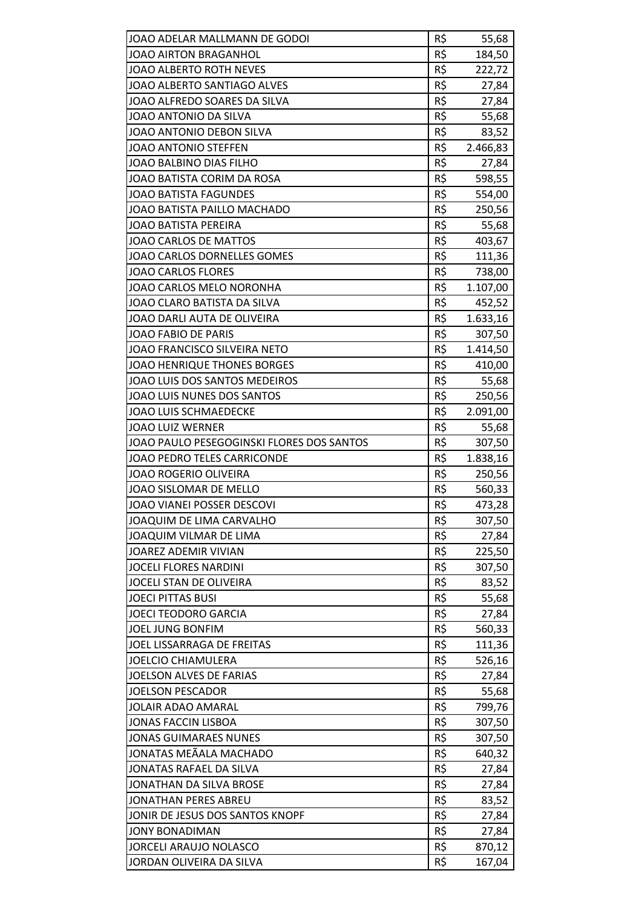| | | |
|---|---|---|
| JOAO ADELAR MALLMANN DE GODOI | R$ | 55,68 |
| JOAO AIRTON BRAGANHOL | R$ | 184,50 |
| JOAO ALBERTO ROTH NEVES | R$ | 222,72 |
| JOAO ALBERTO SANTIAGO ALVES | R$ | 27,84 |
| JOAO ALFREDO SOARES DA SILVA | R$ | 27,84 |
| JOAO ANTONIO DA SILVA | R$ | 55,68 |
| JOAO ANTONIO DEBON SILVA | R$ | 83,52 |
| JOAO ANTONIO STEFFEN | R$ | 2.466,83 |
| JOAO BALBINO DIAS FILHO | R$ | 27,84 |
| JOAO BATISTA CORIM DA ROSA | R$ | 598,55 |
| JOAO BATISTA FAGUNDES | R$ | 554,00 |
| JOAO BATISTA PAILLO MACHADO | R$ | 250,56 |
| JOAO BATISTA PEREIRA | R$ | 55,68 |
| JOAO CARLOS DE MATTOS | R$ | 403,67 |
| JOAO CARLOS DORNELLES GOMES | R$ | 111,36 |
| JOAO CARLOS FLORES | R$ | 738,00 |
| JOAO CARLOS MELO NORONHA | R$ | 1.107,00 |
| JOAO CLARO BATISTA DA SILVA | R$ | 452,52 |
| JOAO DARLI AUTA DE OLIVEIRA | R$ | 1.633,16 |
| JOAO FABIO DE PARIS | R$ | 307,50 |
| JOAO FRANCISCO SILVEIRA NETO | R$ | 1.414,50 |
| JOAO HENRIQUE THONES BORGES | R$ | 410,00 |
| JOAO LUIS DOS SANTOS MEDEIROS | R$ | 55,68 |
| JOAO LUIS NUNES DOS SANTOS | R$ | 250,56 |
| JOAO LUIS SCHMAEDECKE | R$ | 2.091,00 |
| JOAO LUIZ WERNER | R$ | 55,68 |
| JOAO PAULO PESEGOGINSKI FLORES DOS SANTOS | R$ | 307,50 |
| JOAO PEDRO TELES CARRICONDE | R$ | 1.838,16 |
| JOAO ROGERIO OLIVEIRA | R$ | 250,56 |
| JOAO SISLOMAR DE MELLO | R$ | 560,33 |
| JOAO VIANEI POSSER DESCOVI | R$ | 473,28 |
| JOAQUIM DE LIMA CARVALHO | R$ | 307,50 |
| JOAQUIM VILMAR DE LIMA | R$ | 27,84 |
| JOAREZ ADEMIR VIVIAN | R$ | 225,50 |
| JOCELI FLORES NARDINI | R$ | 307,50 |
| JOCELI STAN DE OLIVEIRA | R$ | 83,52 |
| JOECI PITTAS BUSI | R$ | 55,68 |
| JOECI TEODORO GARCIA | R$ | 27,84 |
| JOEL JUNG BONFIM | R$ | 560,33 |
| JOEL LISSARRAGA DE FREITAS | R$ | 111,36 |
| JOELCIO CHIAMULERA | R$ | 526,16 |
| JOELSON ALVES DE FARIAS | R$ | 27,84 |
| JOELSON PESCADOR | R$ | 55,68 |
| JOLAIR ADAO AMARAL | R$ | 799,76 |
| JONAS FACCIN LISBOA | R$ | 307,50 |
| JONAS GUIMARAES NUNES | R$ | 307,50 |
| JONATAS MEÃALA MACHADO | R$ | 640,32 |
| JONATAS RAFAEL DA SILVA | R$ | 27,84 |
| JONATHAN DA SILVA BROSE | R$ | 27,84 |
| JONATHAN PERES ABREU | R$ | 83,52 |
| JONIR DE JESUS DOS SANTOS KNOPF | R$ | 27,84 |
| JONY BONADIMAN | R$ | 27,84 |
| JORCELI ARAUJO NOLASCO | R$ | 870,12 |
| JORDAN OLIVEIRA DA SILVA | R$ | 167,04 |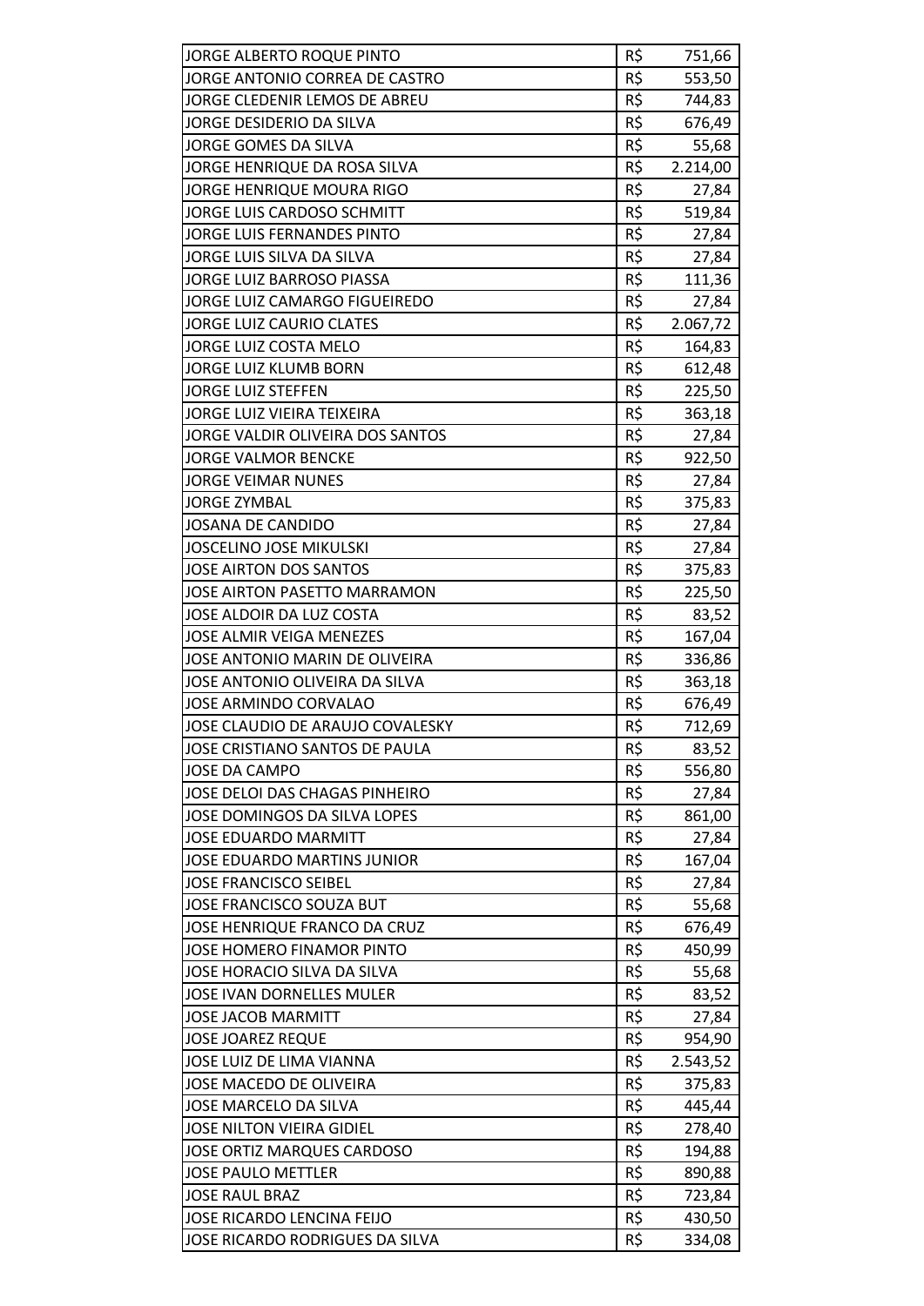| | | |
|---|---|---|
| JORGE ALBERTO ROQUE PINTO | R$ | 751,66 |
| JORGE ANTONIO CORREA DE CASTRO | R$ | 553,50 |
| JORGE CLEDENIR LEMOS DE ABREU | R$ | 744,83 |
| JORGE DESIDERIO DA SILVA | R$ | 676,49 |
| JORGE GOMES DA SILVA | R$ | 55,68 |
| JORGE HENRIQUE DA ROSA SILVA | R$ | 2.214,00 |
| JORGE HENRIQUE MOURA RIGO | R$ | 27,84 |
| JORGE LUIS CARDOSO SCHMITT | R$ | 519,84 |
| JORGE LUIS FERNANDES PINTO | R$ | 27,84 |
| JORGE LUIS SILVA DA SILVA | R$ | 27,84 |
| JORGE LUIZ BARROSO PIASSA | R$ | 111,36 |
| JORGE LUIZ CAMARGO FIGUEIREDO | R$ | 27,84 |
| JORGE LUIZ CAURIO CLATES | R$ | 2.067,72 |
| JORGE LUIZ COSTA MELO | R$ | 164,83 |
| JORGE LUIZ KLUMB BORN | R$ | 612,48 |
| JORGE LUIZ STEFFEN | R$ | 225,50 |
| JORGE LUIZ VIEIRA TEIXEIRA | R$ | 363,18 |
| JORGE VALDIR OLIVEIRA DOS SANTOS | R$ | 27,84 |
| JORGE VALMOR BENCKE | R$ | 922,50 |
| JORGE VEIMAR NUNES | R$ | 27,84 |
| JORGE ZYMBAL | R$ | 375,83 |
| JOSANA DE CANDIDO | R$ | 27,84 |
| JOSCELINO JOSE MIKULSKI | R$ | 27,84 |
| JOSE AIRTON DOS SANTOS | R$ | 375,83 |
| JOSE AIRTON PASETTO MARRAMON | R$ | 225,50 |
| JOSE ALDOIR DA LUZ COSTA | R$ | 83,52 |
| JOSE ALMIR VEIGA MENEZES | R$ | 167,04 |
| JOSE ANTONIO MARIN DE OLIVEIRA | R$ | 336,86 |
| JOSE ANTONIO OLIVEIRA DA SILVA | R$ | 363,18 |
| JOSE ARMINDO CORVALAO | R$ | 676,49 |
| JOSE CLAUDIO DE ARAUJO COVALESKY | R$ | 712,69 |
| JOSE CRISTIANO SANTOS DE PAULA | R$ | 83,52 |
| JOSE DA CAMPO | R$ | 556,80 |
| JOSE DELOI DAS CHAGAS PINHEIRO | R$ | 27,84 |
| JOSE DOMINGOS DA SILVA LOPES | R$ | 861,00 |
| JOSE EDUARDO MARMITT | R$ | 27,84 |
| JOSE EDUARDO MARTINS JUNIOR | R$ | 167,04 |
| JOSE FRANCISCO SEIBEL | R$ | 27,84 |
| JOSE FRANCISCO SOUZA BUT | R$ | 55,68 |
| JOSE HENRIQUE FRANCO DA CRUZ | R$ | 676,49 |
| JOSE HOMERO FINAMOR PINTO | R$ | 450,99 |
| JOSE HORACIO SILVA DA SILVA | R$ | 55,68 |
| JOSE IVAN DORNELLES MULER | R$ | 83,52 |
| JOSE JACOB MARMITT | R$ | 27,84 |
| JOSE JOAREZ REQUE | R$ | 954,90 |
| JOSE LUIZ DE LIMA VIANNA | R$ | 2.543,52 |
| JOSE MACEDO DE OLIVEIRA | R$ | 375,83 |
| JOSE MARCELO DA SILVA | R$ | 445,44 |
| JOSE NILTON VIEIRA GIDIEL | R$ | 278,40 |
| JOSE ORTIZ MARQUES CARDOSO | R$ | 194,88 |
| JOSE PAULO METTLER | R$ | 890,88 |
| JOSE RAUL BRAZ | R$ | 723,84 |
| JOSE RICARDO LENCINA FEIJO | R$ | 430,50 |
| JOSE RICARDO RODRIGUES DA SILVA | R$ | 334,08 |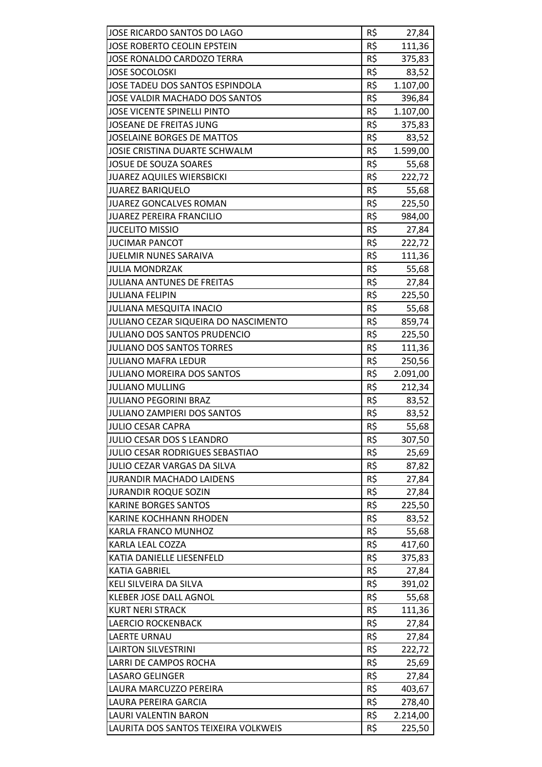| JOSE RICARDO SANTOS DO LAGO | R$ | 27,84 |
|---|---|---|
| JOSE ROBERTO CEOLIN EPSTEIN | R$ | 111,36 |
| JOSE RONALDO CARDOZO TERRA | R$ | 375,83 |
| JOSE SOCOLOSKI | R$ | 83,52 |
| JOSE TADEU DOS SANTOS ESPINDOLA | R$ | 1.107,00 |
| JOSE VALDIR MACHADO DOS SANTOS | R$ | 396,84 |
| JOSE VICENTE SPINELLI PINTO | R$ | 1.107,00 |
| JOSEANE DE FREITAS JUNG | R$ | 375,83 |
| JOSELAINE BORGES DE MATTOS | R$ | 83,52 |
| JOSIE CRISTINA DUARTE SCHWALM | R$ | 1.599,00 |
| JOSUE DE SOUZA SOARES | R$ | 55,68 |
| JUAREZ AQUILES WIERSBICKI | R$ | 222,72 |
| JUAREZ BARIQUELO | R$ | 55,68 |
| JUAREZ GONCALVES ROMAN | R$ | 225,50 |
| JUAREZ PEREIRA FRANCILIO | R$ | 984,00 |
| JUCELITO MISSIO | R$ | 27,84 |
| JUCIMAR PANCOT | R$ | 222,72 |
| JUELMIR NUNES SARAIVA | R$ | 111,36 |
| JULIA MONDRZAK | R$ | 55,68 |
| JULIANA ANTUNES DE FREITAS | R$ | 27,84 |
| JULIANA FELIPIN | R$ | 225,50 |
| JULIANA MESQUITA INACIO | R$ | 55,68 |
| JULIANO CEZAR SIQUEIRA DO NASCIMENTO | R$ | 859,74 |
| JULIANO DOS SANTOS PRUDENCIO | R$ | 225,50 |
| JULIANO DOS SANTOS TORRES | R$ | 111,36 |
| JULIANO MAFRA LEDUR | R$ | 250,56 |
| JULIANO MOREIRA DOS SANTOS | R$ | 2.091,00 |
| JULIANO MULLING | R$ | 212,34 |
| JULIANO PEGORINI BRAZ | R$ | 83,52 |
| JULIANO ZAMPIERI DOS SANTOS | R$ | 83,52 |
| JULIO CESAR CAPRA | R$ | 55,68 |
| JULIO CESAR DOS S LEANDRO | R$ | 307,50 |
| JULIO CESAR RODRIGUES SEBASTIAO | R$ | 25,69 |
| JULIO CEZAR VARGAS DA SILVA | R$ | 87,82 |
| JURANDIR MACHADO LAIDENS | R$ | 27,84 |
| JURANDIR ROQUE SOZIN | R$ | 27,84 |
| KARINE BORGES SANTOS | R$ | 225,50 |
| KARINE KOCHHANN RHODEN | R$ | 83,52 |
| KARLA FRANCO MUNHOZ | R$ | 55,68 |
| KARLA LEAL COZZA | R$ | 417,60 |
| KATIA DANIELLE LIESENFELD | R$ | 375,83 |
| KATIA GABRIEL | R$ | 27,84 |
| KELI SILVEIRA DA SILVA | R$ | 391,02 |
| KLEBER JOSE DALL AGNOL | R$ | 55,68 |
| KURT NERI STRACK | R$ | 111,36 |
| LAERCIO ROCKENBACK | R$ | 27,84 |
| LAERTE URNAU | R$ | 27,84 |
| LAIRTON SILVESTRINI | R$ | 222,72 |
| LARRI DE CAMPOS ROCHA | R$ | 25,69 |
| LASARO GELINGER | R$ | 27,84 |
| LAURA MARCUZZO PEREIRA | R$ | 403,67 |
| LAURA PEREIRA GARCIA | R$ | 278,40 |
| LAURI VALENTIN BARON | R$ | 2.214,00 |
| LAURITA DOS SANTOS TEIXEIRA VOLKWEIS | R$ | 225,50 |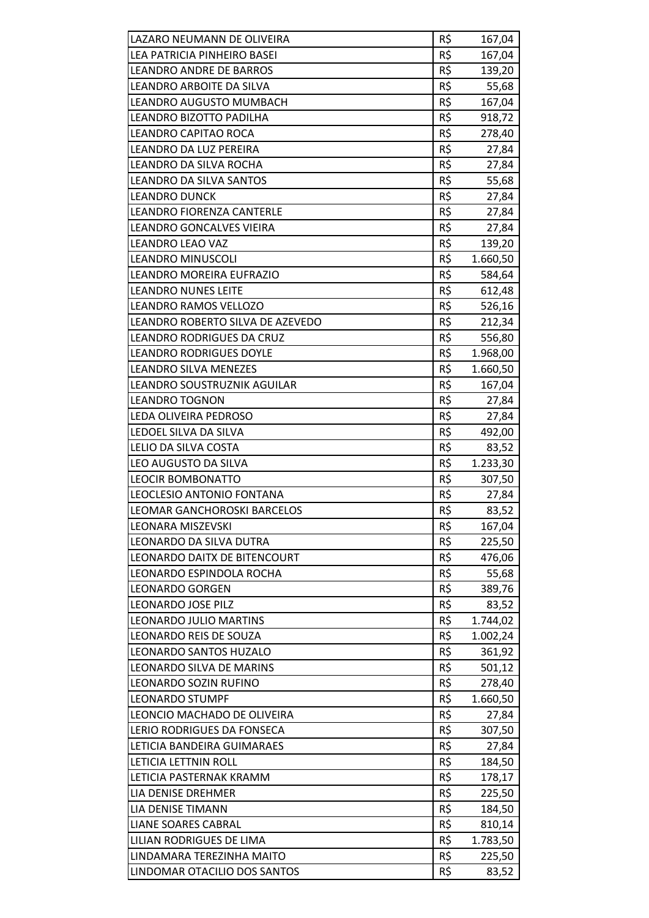| | | |
|---|---|---|
| LAZARO NEUMANN DE OLIVEIRA | R$ | 167,04 |
| LEA PATRICIA PINHEIRO BASEI | R$ | 167,04 |
| LEANDRO ANDRE DE BARROS | R$ | 139,20 |
| LEANDRO ARBOITE DA SILVA | R$ | 55,68 |
| LEANDRO AUGUSTO MUMBACH | R$ | 167,04 |
| LEANDRO BIZOTTO PADILHA | R$ | 918,72 |
| LEANDRO CAPITAO ROCA | R$ | 278,40 |
| LEANDRO DA LUZ PEREIRA | R$ | 27,84 |
| LEANDRO DA SILVA ROCHA | R$ | 27,84 |
| LEANDRO DA SILVA SANTOS | R$ | 55,68 |
| LEANDRO DUNCK | R$ | 27,84 |
| LEANDRO FIORENZA CANTERLE | R$ | 27,84 |
| LEANDRO GONCALVES VIEIRA | R$ | 27,84 |
| LEANDRO LEAO VAZ | R$ | 139,20 |
| LEANDRO MINUSCOLI | R$ | 1.660,50 |
| LEANDRO MOREIRA EUFRAZIO | R$ | 584,64 |
| LEANDRO NUNES LEITE | R$ | 612,48 |
| LEANDRO RAMOS VELLOZO | R$ | 526,16 |
| LEANDRO ROBERTO SILVA DE AZEVEDO | R$ | 212,34 |
| LEANDRO RODRIGUES DA CRUZ | R$ | 556,80 |
| LEANDRO RODRIGUES DOYLE | R$ | 1.968,00 |
| LEANDRO SILVA MENEZES | R$ | 1.660,50 |
| LEANDRO SOUSTRUZNIK AGUILAR | R$ | 167,04 |
| LEANDRO TOGNON | R$ | 27,84 |
| LEDA OLIVEIRA PEDROSO | R$ | 27,84 |
| LEDOEL SILVA DA SILVA | R$ | 492,00 |
| LELIO DA SILVA COSTA | R$ | 83,52 |
| LEO AUGUSTO DA SILVA | R$ | 1.233,30 |
| LEOCIR BOMBONATTO | R$ | 307,50 |
| LEOCLESIO ANTONIO FONTANA | R$ | 27,84 |
| LEOMAR GANCHOROSKI BARCELOS | R$ | 83,52 |
| LEONARA MISZEVSKI | R$ | 167,04 |
| LEONARDO DA SILVA DUTRA | R$ | 225,50 |
| LEONARDO DAITX DE BITENCOURT | R$ | 476,06 |
| LEONARDO ESPINDOLA ROCHA | R$ | 55,68 |
| LEONARDO GORGEN | R$ | 389,76 |
| LEONARDO JOSE PILZ | R$ | 83,52 |
| LEONARDO JULIO MARTINS | R$ | 1.744,02 |
| LEONARDO REIS DE SOUZA | R$ | 1.002,24 |
| LEONARDO SANTOS HUZALO | R$ | 361,92 |
| LEONARDO SILVA DE MARINS | R$ | 501,12 |
| LEONARDO SOZIN RUFINO | R$ | 278,40 |
| LEONARDO STUMPF | R$ | 1.660,50 |
| LEONCIO MACHADO DE OLIVEIRA | R$ | 27,84 |
| LERIO RODRIGUES DA FONSECA | R$ | 307,50 |
| LETICIA BANDEIRA GUIMARAES | R$ | 27,84 |
| LETICIA LETTNIN ROLL | R$ | 184,50 |
| LETICIA PASTERNAK KRAMM | R$ | 178,17 |
| LIA DENISE DREHMER | R$ | 225,50 |
| LIA DENISE TIMANN | R$ | 184,50 |
| LIANE SOARES CABRAL | R$ | 810,14 |
| LILIAN RODRIGUES DE LIMA | R$ | 1.783,50 |
| LINDAMARA TEREZINHA MAITO | R$ | 225,50 |
| LINDOMAR OTACILIO DOS SANTOS | R$ | 83,52 |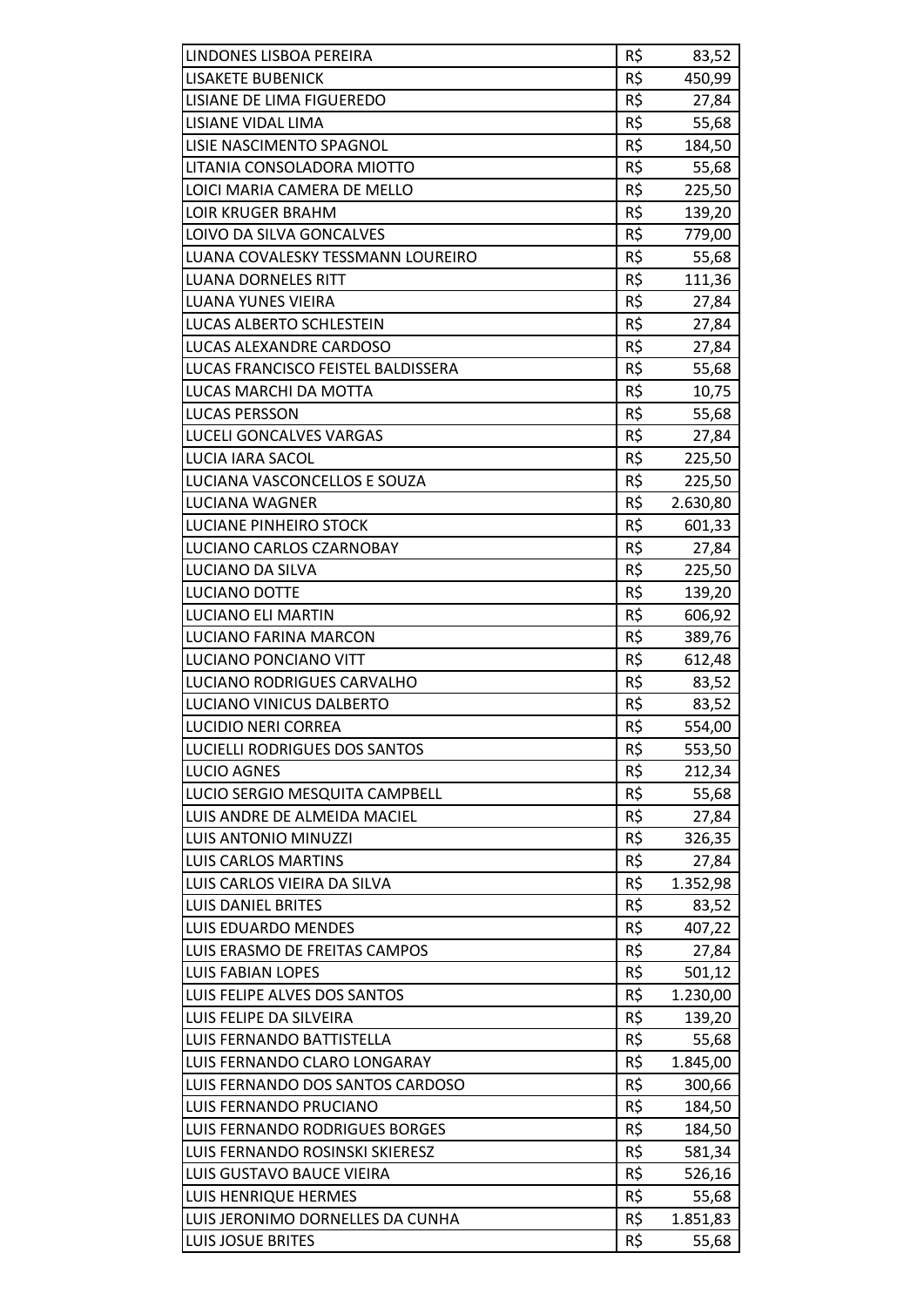| | | |
|---|---|---|
| LINDONES LISBOA PEREIRA | R$ | 83,52 |
| LISAKETE BUBENICK | R$ | 450,99 |
| LISIANE DE LIMA FIGUEREDO | R$ | 27,84 |
| LISIANE VIDAL LIMA | R$ | 55,68 |
| LISIE NASCIMENTO SPAGNOL | R$ | 184,50 |
| LITANIA CONSOLADORA MIOTTO | R$ | 55,68 |
| LOICI MARIA CAMERA DE MELLO | R$ | 225,50 |
| LOIR KRUGER BRAHM | R$ | 139,20 |
| LOIVO DA SILVA GONCALVES | R$ | 779,00 |
| LUANA COVALESKY TESSMANN LOUREIRO | R$ | 55,68 |
| LUANA DORNELES RITT | R$ | 111,36 |
| LUANA YUNES VIEIRA | R$ | 27,84 |
| LUCAS ALBERTO SCHLESTEIN | R$ | 27,84 |
| LUCAS ALEXANDRE CARDOSO | R$ | 27,84 |
| LUCAS FRANCISCO FEISTEL BALDISSERA | R$ | 55,68 |
| LUCAS MARCHI DA MOTTA | R$ | 10,75 |
| LUCAS PERSSON | R$ | 55,68 |
| LUCELI GONCALVES VARGAS | R$ | 27,84 |
| LUCIA IARA SACOL | R$ | 225,50 |
| LUCIANA VASCONCELLOS E SOUZA | R$ | 225,50 |
| LUCIANA WAGNER | R$ | 2.630,80 |
| LUCIANE PINHEIRO STOCK | R$ | 601,33 |
| LUCIANO CARLOS CZARNOBAY | R$ | 27,84 |
| LUCIANO DA SILVA | R$ | 225,50 |
| LUCIANO DOTTE | R$ | 139,20 |
| LUCIANO ELI MARTIN | R$ | 606,92 |
| LUCIANO FARINA MARCON | R$ | 389,76 |
| LUCIANO PONCIANO VITT | R$ | 612,48 |
| LUCIANO RODRIGUES CARVALHO | R$ | 83,52 |
| LUCIANO VINICUS DALBERTO | R$ | 83,52 |
| LUCIDIO NERI CORREA | R$ | 554,00 |
| LUCIELLI RODRIGUES DOS SANTOS | R$ | 553,50 |
| LUCIO AGNES | R$ | 212,34 |
| LUCIO SERGIO MESQUITA CAMPBELL | R$ | 55,68 |
| LUIS ANDRE DE ALMEIDA MACIEL | R$ | 27,84 |
| LUIS ANTONIO MINUZZI | R$ | 326,35 |
| LUIS CARLOS MARTINS | R$ | 27,84 |
| LUIS CARLOS VIEIRA DA SILVA | R$ | 1.352,98 |
| LUIS DANIEL BRITES | R$ | 83,52 |
| LUIS EDUARDO MENDES | R$ | 407,22 |
| LUIS ERASMO DE FREITAS CAMPOS | R$ | 27,84 |
| LUIS FABIAN LOPES | R$ | 501,12 |
| LUIS FELIPE ALVES DOS SANTOS | R$ | 1.230,00 |
| LUIS FELIPE DA SILVEIRA | R$ | 139,20 |
| LUIS FERNANDO BATTISTELLA | R$ | 55,68 |
| LUIS FERNANDO CLARO LONGARAY | R$ | 1.845,00 |
| LUIS FERNANDO DOS SANTOS CARDOSO | R$ | 300,66 |
| LUIS FERNANDO PRUCIANO | R$ | 184,50 |
| LUIS FERNANDO RODRIGUES BORGES | R$ | 184,50 |
| LUIS FERNANDO ROSINSKI SKIERESZ | R$ | 581,34 |
| LUIS GUSTAVO BAUCE VIEIRA | R$ | 526,16 |
| LUIS HENRIQUE HERMES | R$ | 55,68 |
| LUIS JERONIMO DORNELLES DA CUNHA | R$ | 1.851,83 |
| LUIS JOSUE BRITES | R$ | 55,68 |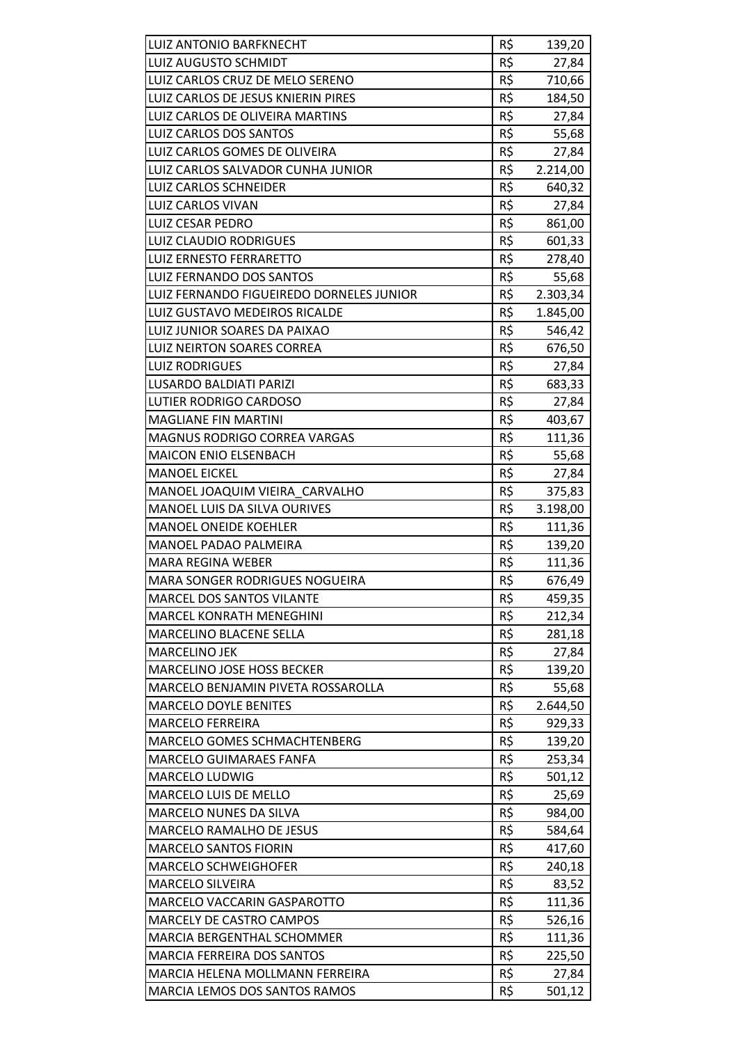| LUIZ ANTONIO BARFKNECHT | R$ | 139,20 |
|---|---|---|
| LUIZ AUGUSTO SCHMIDT | R$ | 27,84 |
| LUIZ CARLOS CRUZ DE MELO SERENO | R$ | 710,66 |
| LUIZ CARLOS DE JESUS KNIERIN PIRES | R$ | 184,50 |
| LUIZ CARLOS DE OLIVEIRA MARTINS | R$ | 27,84 |
| LUIZ CARLOS DOS SANTOS | R$ | 55,68 |
| LUIZ CARLOS GOMES DE OLIVEIRA | R$ | 27,84 |
| LUIZ CARLOS SALVADOR CUNHA JUNIOR | R$ | 2.214,00 |
| LUIZ CARLOS SCHNEIDER | R$ | 640,32 |
| LUIZ CARLOS VIVAN | R$ | 27,84 |
| LUIZ CESAR PEDRO | R$ | 861,00 |
| LUIZ CLAUDIO RODRIGUES | R$ | 601,33 |
| LUIZ ERNESTO FERRARETTO | R$ | 278,40 |
| LUIZ FERNANDO DOS SANTOS | R$ | 55,68 |
| LUIZ FERNANDO FIGUEIREDO DORNELES JUNIOR | R$ | 2.303,34 |
| LUIZ GUSTAVO MEDEIROS RICALDE | R$ | 1.845,00 |
| LUIZ JUNIOR SOARES DA PAIXAO | R$ | 546,42 |
| LUIZ NEIRTON SOARES CORREA | R$ | 676,50 |
| LUIZ RODRIGUES | R$ | 27,84 |
| LUSARDO BALDIATI PARIZI | R$ | 683,33 |
| LUTIER RODRIGO CARDOSO | R$ | 27,84 |
| MAGLIANE FIN MARTINI | R$ | 403,67 |
| MAGNUS RODRIGO CORREA VARGAS | R$ | 111,36 |
| MAICON ENIO ELSENBACH | R$ | 55,68 |
| MANOEL EICKEL | R$ | 27,84 |
| MANOEL JOAQUIM VIEIRA_CARVALHO | R$ | 375,83 |
| MANOEL LUIS DA SILVA OURIVES | R$ | 3.198,00 |
| MANOEL ONEIDE KOEHLER | R$ | 111,36 |
| MANOEL PADAO PALMEIRA | R$ | 139,20 |
| MARA REGINA WEBER | R$ | 111,36 |
| MARA SONGER RODRIGUES NOGUEIRA | R$ | 676,49 |
| MARCEL DOS SANTOS VILANTE | R$ | 459,35 |
| MARCEL KONRATH MENEGHINI | R$ | 212,34 |
| MARCELINO BLACENE SELLA | R$ | 281,18 |
| MARCELINO JEK | R$ | 27,84 |
| MARCELINO JOSE HOSS BECKER | R$ | 139,20 |
| MARCELO BENJAMIN PIVETA ROSSAROLLA | R$ | 55,68 |
| MARCELO DOYLE BENITES | R$ | 2.644,50 |
| MARCELO FERREIRA | R$ | 929,33 |
| MARCELO GOMES SCHMACHTENBERG | R$ | 139,20 |
| MARCELO GUIMARAES FANFA | R$ | 253,34 |
| MARCELO LUDWIG | R$ | 501,12 |
| MARCELO LUIS DE MELLO | R$ | 25,69 |
| MARCELO NUNES DA SILVA | R$ | 984,00 |
| MARCELO RAMALHO DE JESUS | R$ | 584,64 |
| MARCELO SANTOS FIORIN | R$ | 417,60 |
| MARCELO SCHWEIGHOFER | R$ | 240,18 |
| MARCELO SILVEIRA | R$ | 83,52 |
| MARCELO VACCARIN GASPAROTTO | R$ | 111,36 |
| MARCELY DE CASTRO CAMPOS | R$ | 526,16 |
| MARCIA BERGENTHAL SCHOMMER | R$ | 111,36 |
| MARCIA FERREIRA DOS SANTOS | R$ | 225,50 |
| MARCIA HELENA MOLLMANN FERREIRA | R$ | 27,84 |
| MARCIA LEMOS DOS SANTOS RAMOS | R$ | 501,12 |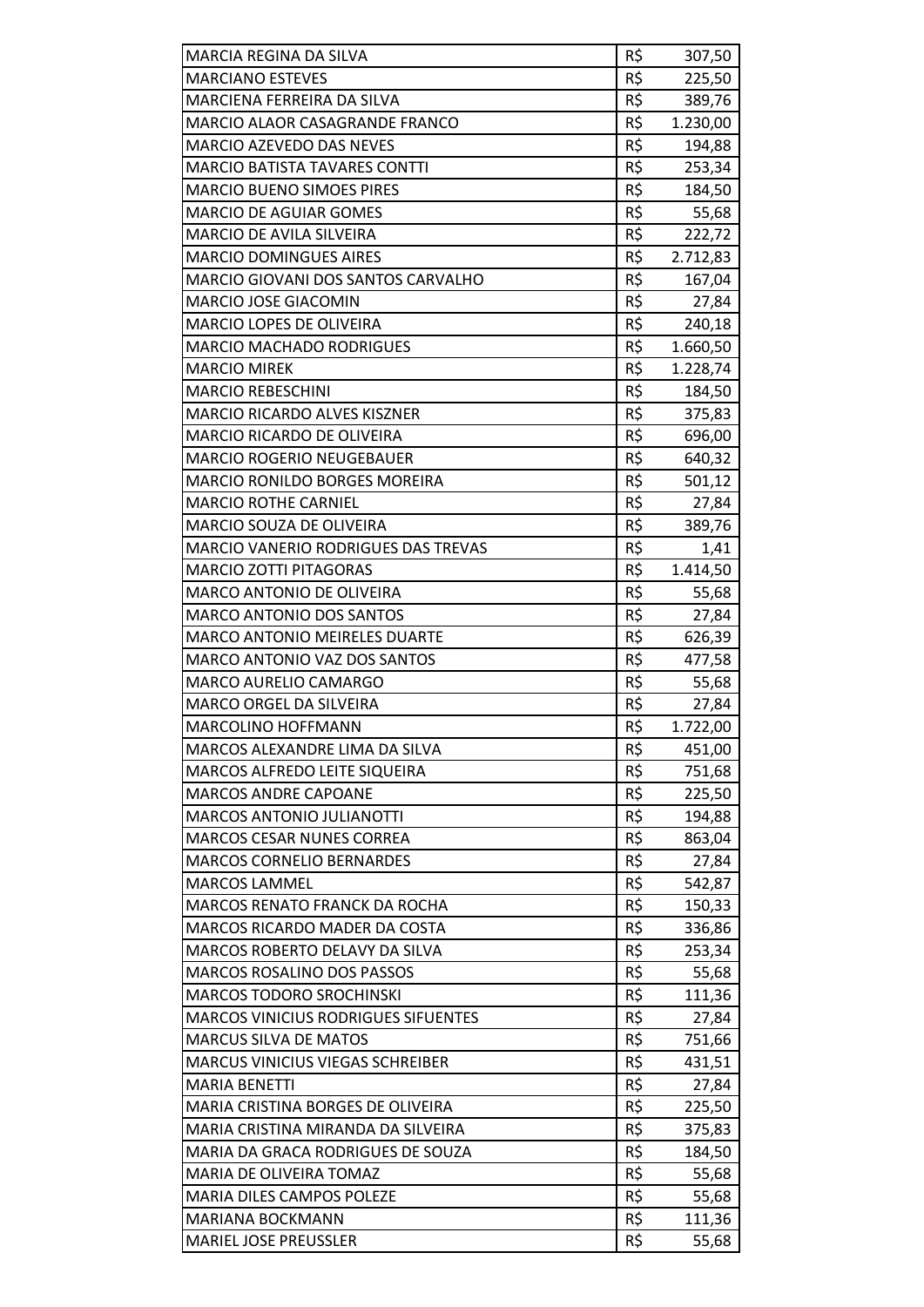| | | |
|---|---|---|
| MARCIA REGINA DA SILVA | R$ | 307,50 |
| MARCIANO ESTEVES | R$ | 225,50 |
| MARCIENA FERREIRA DA SILVA | R$ | 389,76 |
| MARCIO ALAOR CASAGRANDE FRANCO | R$ | 1.230,00 |
| MARCIO AZEVEDO DAS NEVES | R$ | 194,88 |
| MARCIO BATISTA TAVARES CONTTI | R$ | 253,34 |
| MARCIO BUENO SIMOES PIRES | R$ | 184,50 |
| MARCIO DE AGUIAR GOMES | R$ | 55,68 |
| MARCIO DE AVILA SILVEIRA | R$ | 222,72 |
| MARCIO DOMINGUES AIRES | R$ | 2.712,83 |
| MARCIO GIOVANI DOS SANTOS CARVALHO | R$ | 167,04 |
| MARCIO JOSE GIACOMIN | R$ | 27,84 |
| MARCIO LOPES DE OLIVEIRA | R$ | 240,18 |
| MARCIO MACHADO RODRIGUES | R$ | 1.660,50 |
| MARCIO MIREK | R$ | 1.228,74 |
| MARCIO REBESCHINI | R$ | 184,50 |
| MARCIO RICARDO ALVES KISZNER | R$ | 375,83 |
| MARCIO RICARDO DE OLIVEIRA | R$ | 696,00 |
| MARCIO ROGERIO NEUGEBAUER | R$ | 640,32 |
| MARCIO RONILDO BORGES MOREIRA | R$ | 501,12 |
| MARCIO ROTHE CARNIEL | R$ | 27,84 |
| MARCIO SOUZA DE OLIVEIRA | R$ | 389,76 |
| MARCIO VANERIO RODRIGUES DAS TREVAS | R$ | 1,41 |
| MARCIO ZOTTI PITAGORAS | R$ | 1.414,50 |
| MARCO ANTONIO DE OLIVEIRA | R$ | 55,68 |
| MARCO ANTONIO DOS SANTOS | R$ | 27,84 |
| MARCO ANTONIO MEIRELES DUARTE | R$ | 626,39 |
| MARCO ANTONIO VAZ DOS SANTOS | R$ | 477,58 |
| MARCO AURELIO CAMARGO | R$ | 55,68 |
| MARCO ORGEL DA SILVEIRA | R$ | 27,84 |
| MARCOLINO HOFFMANN | R$ | 1.722,00 |
| MARCOS ALEXANDRE LIMA DA SILVA | R$ | 451,00 |
| MARCOS ALFREDO LEITE SIQUEIRA | R$ | 751,68 |
| MARCOS ANDRE CAPOANE | R$ | 225,50 |
| MARCOS ANTONIO JULIANOTTI | R$ | 194,88 |
| MARCOS CESAR NUNES CORREA | R$ | 863,04 |
| MARCOS CORNELIO BERNARDES | R$ | 27,84 |
| MARCOS LAMMEL | R$ | 542,87 |
| MARCOS RENATO FRANCK DA ROCHA | R$ | 150,33 |
| MARCOS RICARDO MADER DA COSTA | R$ | 336,86 |
| MARCOS ROBERTO DELAVY DA SILVA | R$ | 253,34 |
| MARCOS ROSALINO DOS PASSOS | R$ | 55,68 |
| MARCOS TODORO SROCHINSKI | R$ | 111,36 |
| MARCOS VINICIUS RODRIGUES SIFUENTES | R$ | 27,84 |
| MARCUS SILVA DE MATOS | R$ | 751,66 |
| MARCUS VINICIUS VIEGAS SCHREIBER | R$ | 431,51 |
| MARIA BENETTI | R$ | 27,84 |
| MARIA CRISTINA BORGES DE OLIVEIRA | R$ | 225,50 |
| MARIA CRISTINA MIRANDA DA SILVEIRA | R$ | 375,83 |
| MARIA DA GRACA RODRIGUES DE SOUZA | R$ | 184,50 |
| MARIA DE OLIVEIRA TOMAZ | R$ | 55,68 |
| MARIA DILES CAMPOS POLEZE | R$ | 55,68 |
| MARIANA BOCKMANN | R$ | 111,36 |
| MARIEL JOSE PREUSSLER | R$ | 55,68 |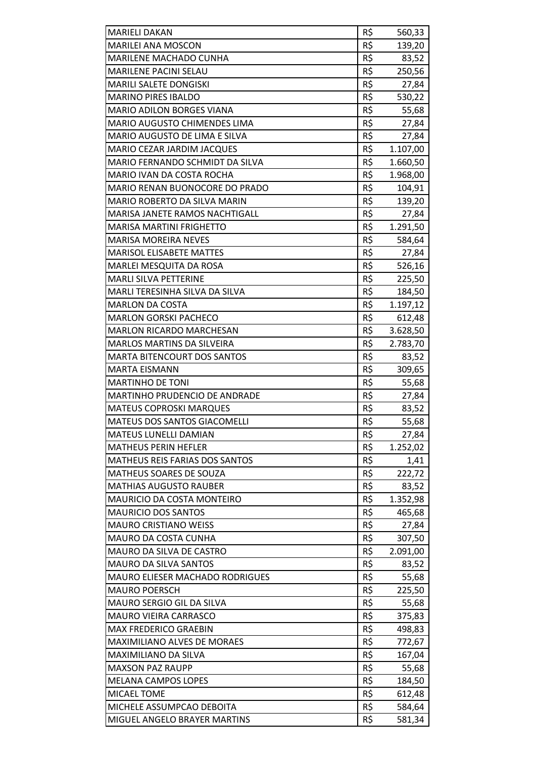| | | |
|---|---|---|
| MARIELI DAKAN | R$ | 560,33 |
| MARILEI ANA MOSCON | R$ | 139,20 |
| MARILENE MACHADO CUNHA | R$ | 83,52 |
| MARILENE PACINI SELAU | R$ | 250,56 |
| MARILI SALETE DONGISKI | R$ | 27,84 |
| MARINO PIRES IBALDO | R$ | 530,22 |
| MARIO ADILON BORGES VIANA | R$ | 55,68 |
| MARIO AUGUSTO CHIMENDES LIMA | R$ | 27,84 |
| MARIO AUGUSTO DE LIMA E SILVA | R$ | 27,84 |
| MARIO CEZAR JARDIM JACQUES | R$ | 1.107,00 |
| MARIO FERNANDO SCHMIDT DA SILVA | R$ | 1.660,50 |
| MARIO IVAN DA COSTA ROCHA | R$ | 1.968,00 |
| MARIO RENAN BUONOCORE DO PRADO | R$ | 104,91 |
| MARIO ROBERTO DA SILVA MARIN | R$ | 139,20 |
| MARISA JANETE RAMOS NACHTIGALL | R$ | 27,84 |
| MARISA MARTINI FRIGHETTO | R$ | 1.291,50 |
| MARISA MOREIRA NEVES | R$ | 584,64 |
| MARISOL ELISABETE MATTES | R$ | 27,84 |
| MARLEI MESQUITA DA ROSA | R$ | 526,16 |
| MARLI SILVA PETTERINE | R$ | 225,50 |
| MARLI TERESINHA SILVA DA SILVA | R$ | 184,50 |
| MARLON DA COSTA | R$ | 1.197,12 |
| MARLON GORSKI PACHECO | R$ | 612,48 |
| MARLON RICARDO MARCHESAN | R$ | 3.628,50 |
| MARLOS MARTINS DA SILVEIRA | R$ | 2.783,70 |
| MARTA BITENCOURT DOS SANTOS | R$ | 83,52 |
| MARTA EISMANN | R$ | 309,65 |
| MARTINHO DE TONI | R$ | 55,68 |
| MARTINHO PRUDENCIO DE ANDRADE | R$ | 27,84 |
| MATEUS COPROSKI MARQUES | R$ | 83,52 |
| MATEUS DOS SANTOS GIACOMELLI | R$ | 55,68 |
| MATEUS LUNELLI DAMIAN | R$ | 27,84 |
| MATHEUS PERIN HEFLER | R$ | 1.252,02 |
| MATHEUS REIS FARIAS DOS SANTOS | R$ | 1,41 |
| MATHEUS SOARES DE SOUZA | R$ | 222,72 |
| MATHIAS AUGUSTO RAUBER | R$ | 83,52 |
| MAURICIO DA COSTA MONTEIRO | R$ | 1.352,98 |
| MAURICIO DOS SANTOS | R$ | 465,68 |
| MAURO CRISTIANO WEISS | R$ | 27,84 |
| MAURO DA COSTA CUNHA | R$ | 307,50 |
| MAURO DA SILVA DE CASTRO | R$ | 2.091,00 |
| MAURO DA SILVA SANTOS | R$ | 83,52 |
| MAURO ELIESER MACHADO RODRIGUES | R$ | 55,68 |
| MAURO POERSCH | R$ | 225,50 |
| MAURO SERGIO GIL DA SILVA | R$ | 55,68 |
| MAURO VIEIRA CARRASCO | R$ | 375,83 |
| MAX FREDERICO GRAEBIN | R$ | 498,83 |
| MAXIMILIANO ALVES DE MORAES | R$ | 772,67 |
| MAXIMILIANO DA SILVA | R$ | 167,04 |
| MAXSON PAZ RAUPP | R$ | 55,68 |
| MELANA CAMPOS LOPES | R$ | 184,50 |
| MICAEL TOME | R$ | 612,48 |
| MICHELE ASSUMPCAO DEBOITA | R$ | 584,64 |
| MIGUEL ANGELO BRAYER MARTINS | R$ | 581,34 |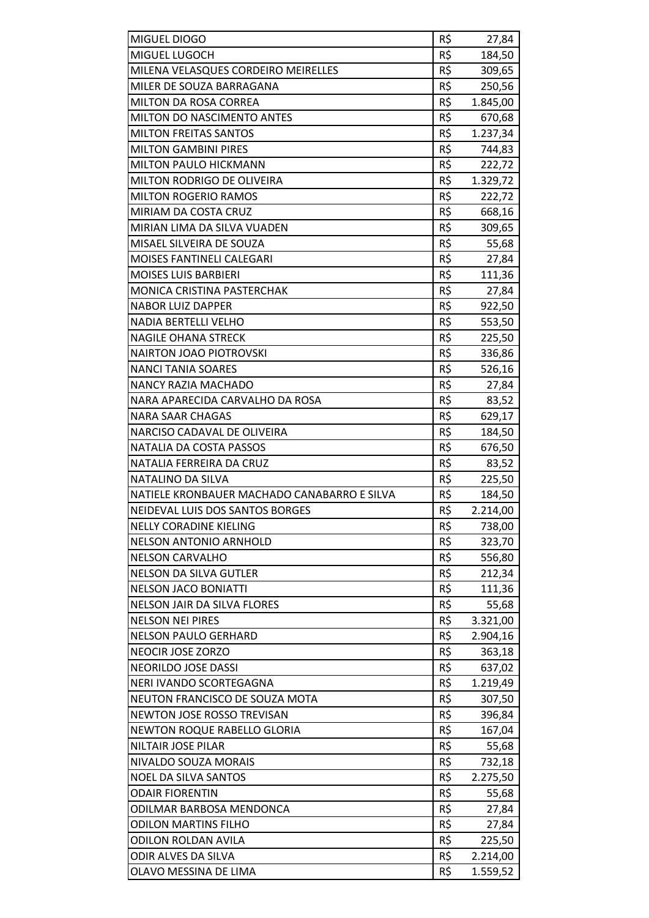| | | |
|---|---|---|
| MIGUEL DIOGO | R$ | 27,84 |
| MIGUEL LUGOCH | R$ | 184,50 |
| MILENA VELASQUES CORDEIRO MEIRELLES | R$ | 309,65 |
| MILER DE SOUZA BARRAGANA | R$ | 250,56 |
| MILTON DA ROSA CORREA | R$ | 1.845,00 |
| MILTON DO NASCIMENTO ANTES | R$ | 670,68 |
| MILTON FREITAS SANTOS | R$ | 1.237,34 |
| MILTON GAMBINI PIRES | R$ | 744,83 |
| MILTON PAULO HICKMANN | R$ | 222,72 |
| MILTON RODRIGO DE OLIVEIRA | R$ | 1.329,72 |
| MILTON ROGERIO RAMOS | R$ | 222,72 |
| MIRIAM DA COSTA CRUZ | R$ | 668,16 |
| MIRIAN LIMA DA SILVA VUADEN | R$ | 309,65 |
| MISAEL SILVEIRA DE SOUZA | R$ | 55,68 |
| MOISES FANTINELI CALEGARI | R$ | 27,84 |
| MOISES LUIS BARBIERI | R$ | 111,36 |
| MONICA CRISTINA PASTERCHAK | R$ | 27,84 |
| NABOR LUIZ DAPPER | R$ | 922,50 |
| NADIA BERTELLI VELHO | R$ | 553,50 |
| NAGILE OHANA STRECK | R$ | 225,50 |
| NAIRTON JOAO PIOTROVSKI | R$ | 336,86 |
| NANCI TANIA SOARES | R$ | 526,16 |
| NANCY RAZIA MACHADO | R$ | 27,84 |
| NARA APARECIDA CARVALHO DA ROSA | R$ | 83,52 |
| NARA SAAR CHAGAS | R$ | 629,17 |
| NARCISO CADAVAL DE OLIVEIRA | R$ | 184,50 |
| NATALIA DA COSTA PASSOS | R$ | 676,50 |
| NATALIA FERREIRA DA CRUZ | R$ | 83,52 |
| NATALINO DA SILVA | R$ | 225,50 |
| NATIELE KRONBAUER MACHADO CANABARRO E SILVA | R$ | 184,50 |
| NEIDEVAL LUIS DOS SANTOS BORGES | R$ | 2.214,00 |
| NELLY CORADINE KIELING | R$ | 738,00 |
| NELSON ANTONIO ARNHOLD | R$ | 323,70 |
| NELSON CARVALHO | R$ | 556,80 |
| NELSON DA SILVA GUTLER | R$ | 212,34 |
| NELSON JACO BONIATTI | R$ | 111,36 |
| NELSON JAIR DA SILVA FLORES | R$ | 55,68 |
| NELSON NEI PIRES | R$ | 3.321,00 |
| NELSON PAULO GERHARD | R$ | 2.904,16 |
| NEOCIR JOSE ZORZO | R$ | 363,18 |
| NEORILDO JOSE DASSI | R$ | 637,02 |
| NERI IVANDO SCORTEGAGNA | R$ | 1.219,49 |
| NEUTON FRANCISCO DE SOUZA MOTA | R$ | 307,50 |
| NEWTON JOSE ROSSO TREVISAN | R$ | 396,84 |
| NEWTON ROQUE RABELLO GLORIA | R$ | 167,04 |
| NILTAIR JOSE PILAR | R$ | 55,68 |
| NIVALDO SOUZA MORAIS | R$ | 732,18 |
| NOEL DA SILVA SANTOS | R$ | 2.275,50 |
| ODAIR FIORENTIN | R$ | 55,68 |
| ODILMAR BARBOSA MENDONCA | R$ | 27,84 |
| ODILON MARTINS FILHO | R$ | 27,84 |
| ODILON ROLDAN AVILA | R$ | 225,50 |
| ODIR ALVES DA SILVA | R$ | 2.214,00 |
| OLAVO MESSINA DE LIMA | R$ | 1.559,52 |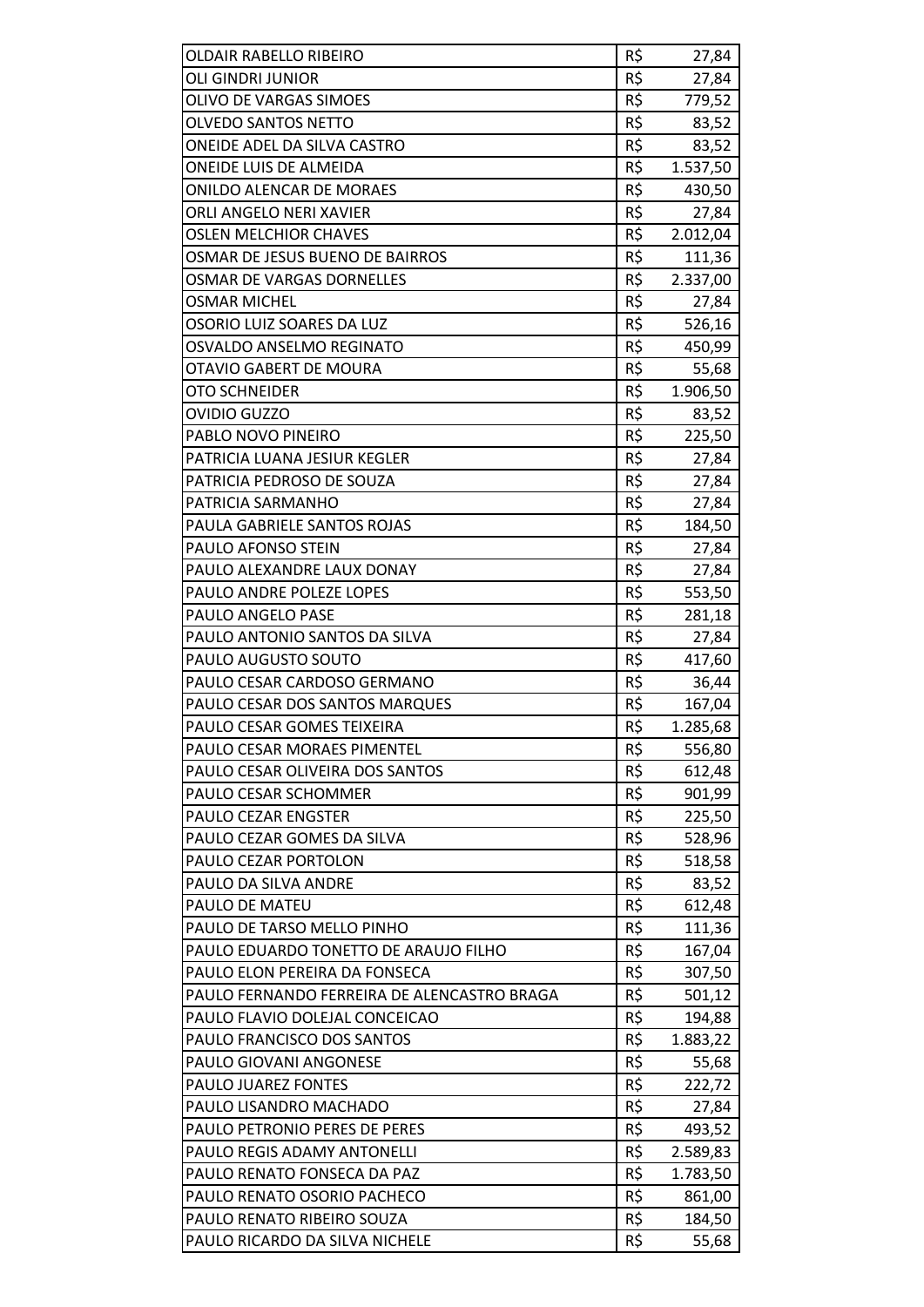| | | |
|---|---|---|
| OLDAIR RABELLO RIBEIRO | R$ | 27,84 |
| OLI GINDRI JUNIOR | R$ | 27,84 |
| OLIVO DE VARGAS SIMOES | R$ | 779,52 |
| OLVEDO SANTOS NETTO | R$ | 83,52 |
| ONEIDE ADEL DA SILVA CASTRO | R$ | 83,52 |
| ONEIDE LUIS DE ALMEIDA | R$ | 1.537,50 |
| ONILDO ALENCAR DE MORAES | R$ | 430,50 |
| ORLI ANGELO NERI XAVIER | R$ | 27,84 |
| OSLEN MELCHIOR CHAVES | R$ | 2.012,04 |
| OSMAR DE JESUS BUENO DE BAIRROS | R$ | 111,36 |
| OSMAR DE VARGAS DORNELLES | R$ | 2.337,00 |
| OSMAR MICHEL | R$ | 27,84 |
| OSORIO LUIZ SOARES DA LUZ | R$ | 526,16 |
| OSVALDO ANSELMO REGINATO | R$ | 450,99 |
| OTAVIO GABERT DE MOURA | R$ | 55,68 |
| OTO SCHNEIDER | R$ | 1.906,50 |
| OVIDIO GUZZO | R$ | 83,52 |
| PABLO NOVO PINEIRO | R$ | 225,50 |
| PATRICIA LUANA JESIUR KEGLER | R$ | 27,84 |
| PATRICIA PEDROSO DE SOUZA | R$ | 27,84 |
| PATRICIA SARMANHO | R$ | 27,84 |
| PAULA GABRIELE SANTOS ROJAS | R$ | 184,50 |
| PAULO AFONSO STEIN | R$ | 27,84 |
| PAULO ALEXANDRE LAUX DONAY | R$ | 27,84 |
| PAULO ANDRE POLEZE LOPES | R$ | 553,50 |
| PAULO ANGELO PASE | R$ | 281,18 |
| PAULO ANTONIO SANTOS DA SILVA | R$ | 27,84 |
| PAULO AUGUSTO SOUTO | R$ | 417,60 |
| PAULO CESAR CARDOSO GERMANO | R$ | 36,44 |
| PAULO CESAR DOS SANTOS MARQUES | R$ | 167,04 |
| PAULO CESAR GOMES TEIXEIRA | R$ | 1.285,68 |
| PAULO CESAR MORAES PIMENTEL | R$ | 556,80 |
| PAULO CESAR OLIVEIRA DOS SANTOS | R$ | 612,48 |
| PAULO CESAR SCHOMMER | R$ | 901,99 |
| PAULO CEZAR ENGSTER | R$ | 225,50 |
| PAULO CEZAR GOMES DA SILVA | R$ | 528,96 |
| PAULO CEZAR PORTOLON | R$ | 518,58 |
| PAULO DA SILVA ANDRE | R$ | 83,52 |
| PAULO DE MATEU | R$ | 612,48 |
| PAULO DE TARSO MELLO PINHO | R$ | 111,36 |
| PAULO EDUARDO TONETTO DE ARAUJO FILHO | R$ | 167,04 |
| PAULO ELON PEREIRA DA FONSECA | R$ | 307,50 |
| PAULO FERNANDO FERREIRA DE ALENCASTRO BRAGA | R$ | 501,12 |
| PAULO FLAVIO DOLEJAL CONCEICAO | R$ | 194,88 |
| PAULO FRANCISCO DOS SANTOS | R$ | 1.883,22 |
| PAULO GIOVANI ANGONESE | R$ | 55,68 |
| PAULO JUAREZ FONTES | R$ | 222,72 |
| PAULO LISANDRO MACHADO | R$ | 27,84 |
| PAULO PETRONIO PERES DE PERES | R$ | 493,52 |
| PAULO REGIS ADAMY ANTONELLI | R$ | 2.589,83 |
| PAULO RENATO FONSECA DA PAZ | R$ | 1.783,50 |
| PAULO RENATO OSORIO PACHECO | R$ | 861,00 |
| PAULO RENATO RIBEIRO SOUZA | R$ | 184,50 |
| PAULO RICARDO DA SILVA NICHELE | R$ | 55,68 |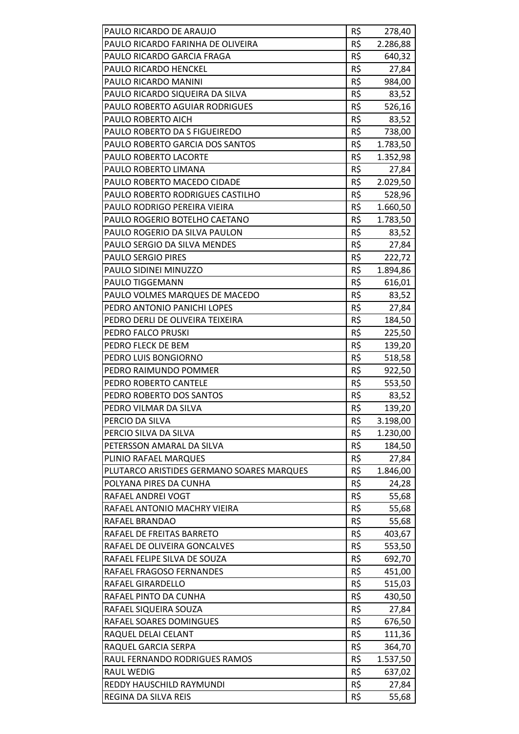| PAULO RICARDO DE ARAUJO | R$ | 278,40 |
|---|---|---|
| PAULO RICARDO FARINHA DE OLIVEIRA | R$ | 2.286,88 |
| PAULO RICARDO GARCIA FRAGA | R$ | 640,32 |
| PAULO RICARDO HENCKEL | R$ | 27,84 |
| PAULO RICARDO MANINI | R$ | 984,00 |
| PAULO RICARDO SIQUEIRA DA SILVA | R$ | 83,52 |
| PAULO ROBERTO AGUIAR RODRIGUES | R$ | 526,16 |
| PAULO ROBERTO AICH | R$ | 83,52 |
| PAULO ROBERTO DA S FIGUEIREDO | R$ | 738,00 |
| PAULO ROBERTO GARCIA DOS SANTOS | R$ | 1.783,50 |
| PAULO ROBERTO LACORTE | R$ | 1.352,98 |
| PAULO ROBERTO LIMANA | R$ | 27,84 |
| PAULO ROBERTO MACEDO CIDADE | R$ | 2.029,50 |
| PAULO ROBERTO RODRIGUES CASTILHO | R$ | 528,96 |
| PAULO RODRIGO PEREIRA VIEIRA | R$ | 1.660,50 |
| PAULO ROGERIO BOTELHO CAETANO | R$ | 1.783,50 |
| PAULO ROGERIO DA SILVA PAULON | R$ | 83,52 |
| PAULO SERGIO DA SILVA MENDES | R$ | 27,84 |
| PAULO SERGIO PIRES | R$ | 222,72 |
| PAULO SIDINEI MINUZZO | R$ | 1.894,86 |
| PAULO TIGGEMANN | R$ | 616,01 |
| PAULO VOLMES MARQUES DE MACEDO | R$ | 83,52 |
| PEDRO ANTONIO PANICHI LOPES | R$ | 27,84 |
| PEDRO DERLI DE OLIVEIRA TEIXEIRA | R$ | 184,50 |
| PEDRO FALCO PRUSKI | R$ | 225,50 |
| PEDRO FLECK DE BEM | R$ | 139,20 |
| PEDRO LUIS BONGIORNO | R$ | 518,58 |
| PEDRO RAIMUNDO POMMER | R$ | 922,50 |
| PEDRO ROBERTO CANTELE | R$ | 553,50 |
| PEDRO ROBERTO DOS SANTOS | R$ | 83,52 |
| PEDRO VILMAR DA SILVA | R$ | 139,20 |
| PERCIO DA SILVA | R$ | 3.198,00 |
| PERCIO SILVA DA SILVA | R$ | 1.230,00 |
| PETERSSON AMARAL DA SILVA | R$ | 184,50 |
| PLINIO RAFAEL MARQUES | R$ | 27,84 |
| PLUTARCO ARISTIDES GERMANO SOARES MARQUES | R$ | 1.846,00 |
| POLYANA PIRES DA CUNHA | R$ | 24,28 |
| RAFAEL ANDREI VOGT | R$ | 55,68 |
| RAFAEL ANTONIO MACHRY VIEIRA | R$ | 55,68 |
| RAFAEL BRANDAO | R$ | 55,68 |
| RAFAEL DE FREITAS BARRETO | R$ | 403,67 |
| RAFAEL DE OLIVEIRA GONCALVES | R$ | 553,50 |
| RAFAEL FELIPE SILVA DE SOUZA | R$ | 692,70 |
| RAFAEL FRAGOSO FERNANDES | R$ | 451,00 |
| RAFAEL GIRARDELLO | R$ | 515,03 |
| RAFAEL PINTO DA CUNHA | R$ | 430,50 |
| RAFAEL SIQUEIRA SOUZA | R$ | 27,84 |
| RAFAEL SOARES DOMINGUES | R$ | 676,50 |
| RAQUEL DELAI CELANT | R$ | 111,36 |
| RAQUEL GARCIA SERPA | R$ | 364,70 |
| RAUL FERNANDO RODRIGUES RAMOS | R$ | 1.537,50 |
| RAUL WEDIG | R$ | 637,02 |
| REDDY HAUSCHILD RAYMUNDI | R$ | 27,84 |
| REGINA DA SILVA REIS | R$ | 55,68 |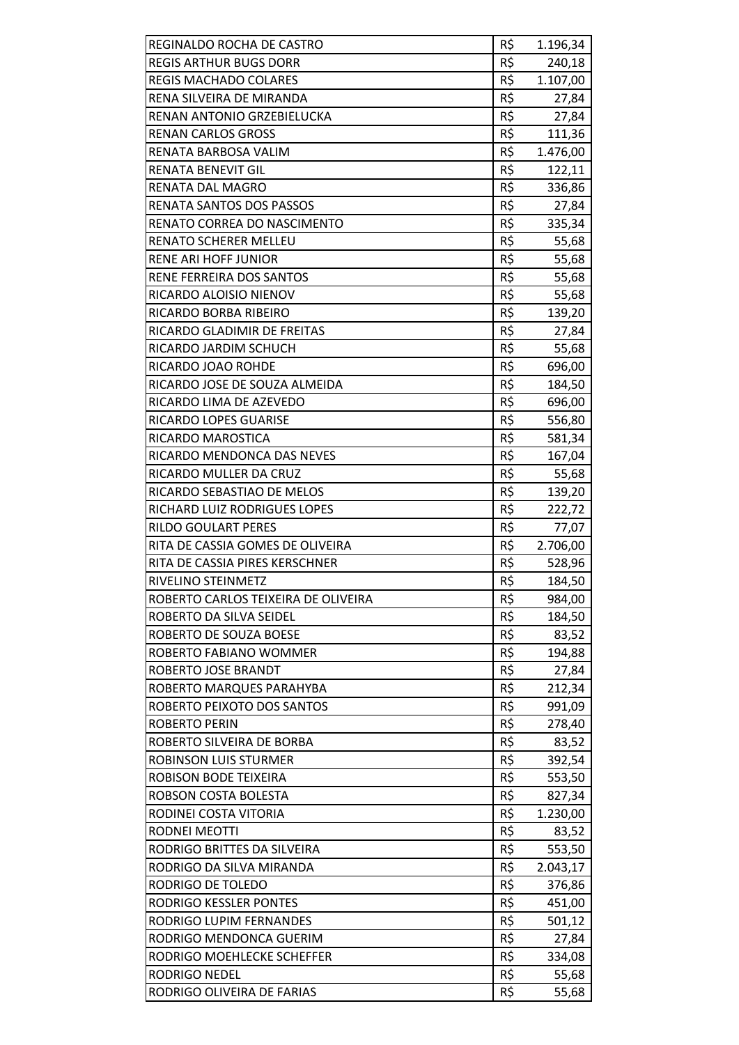| | | |
|---|---|---|
| REGINALDO ROCHA DE CASTRO | R$ | 1.196,34 |
| REGIS ARTHUR BUGS DORR | R$ | 240,18 |
| REGIS MACHADO COLARES | R$ | 1.107,00 |
| RENA SILVEIRA DE MIRANDA | R$ | 27,84 |
| RENAN ANTONIO GRZEBIELUCKA | R$ | 27,84 |
| RENAN CARLOS GROSS | R$ | 111,36 |
| RENATA BARBOSA VALIM | R$ | 1.476,00 |
| RENATA BENEVIT GIL | R$ | 122,11 |
| RENATA DAL MAGRO | R$ | 336,86 |
| RENATA SANTOS DOS PASSOS | R$ | 27,84 |
| RENATO CORREA DO NASCIMENTO | R$ | 335,34 |
| RENATO SCHERER MELLEU | R$ | 55,68 |
| RENE ARI HOFF JUNIOR | R$ | 55,68 |
| RENE FERREIRA DOS SANTOS | R$ | 55,68 |
| RICARDO ALOISIO NIENOV | R$ | 55,68 |
| RICARDO BORBA RIBEIRO | R$ | 139,20 |
| RICARDO GLADIMIR DE FREITAS | R$ | 27,84 |
| RICARDO JARDIM SCHUCH | R$ | 55,68 |
| RICARDO JOAO ROHDE | R$ | 696,00 |
| RICARDO JOSE DE SOUZA ALMEIDA | R$ | 184,50 |
| RICARDO LIMA DE AZEVEDO | R$ | 696,00 |
| RICARDO LOPES GUARISE | R$ | 556,80 |
| RICARDO MAROSTICA | R$ | 581,34 |
| RICARDO MENDONCA DAS NEVES | R$ | 167,04 |
| RICARDO MULLER DA CRUZ | R$ | 55,68 |
| RICARDO SEBASTIAO DE MELOS | R$ | 139,20 |
| RICHARD LUIZ RODRIGUES LOPES | R$ | 222,72 |
| RILDO GOULART PERES | R$ | 77,07 |
| RITA DE CASSIA GOMES DE OLIVEIRA | R$ | 2.706,00 |
| RITA DE CASSIA PIRES KERSCHNER | R$ | 528,96 |
| RIVELINO STEINMETZ | R$ | 184,50 |
| ROBERTO CARLOS TEIXEIRA DE OLIVEIRA | R$ | 984,00 |
| ROBERTO DA SILVA SEIDEL | R$ | 184,50 |
| ROBERTO DE SOUZA BOESE | R$ | 83,52 |
| ROBERTO FABIANO WOMMER | R$ | 194,88 |
| ROBERTO JOSE BRANDT | R$ | 27,84 |
| ROBERTO MARQUES PARAHYBA | R$ | 212,34 |
| ROBERTO PEIXOTO DOS SANTOS | R$ | 991,09 |
| ROBERTO PERIN | R$ | 278,40 |
| ROBERTO SILVEIRA DE BORBA | R$ | 83,52 |
| ROBINSON LUIS STURMER | R$ | 392,54 |
| ROBISON BODE TEIXEIRA | R$ | 553,50 |
| ROBSON COSTA BOLESTA | R$ | 827,34 |
| RODINEI COSTA VITORIA | R$ | 1.230,00 |
| RODNEI MEOTTI | R$ | 83,52 |
| RODRIGO BRITTES DA SILVEIRA | R$ | 553,50 |
| RODRIGO DA SILVA MIRANDA | R$ | 2.043,17 |
| RODRIGO DE TOLEDO | R$ | 376,86 |
| RODRIGO KESSLER PONTES | R$ | 451,00 |
| RODRIGO LUPIM FERNANDES | R$ | 501,12 |
| RODRIGO MENDONCA GUERIM | R$ | 27,84 |
| RODRIGO MOEHLECKE SCHEFFER | R$ | 334,08 |
| RODRIGO NEDEL | R$ | 55,68 |
| RODRIGO OLIVEIRA DE FARIAS | R$ | 55,68 |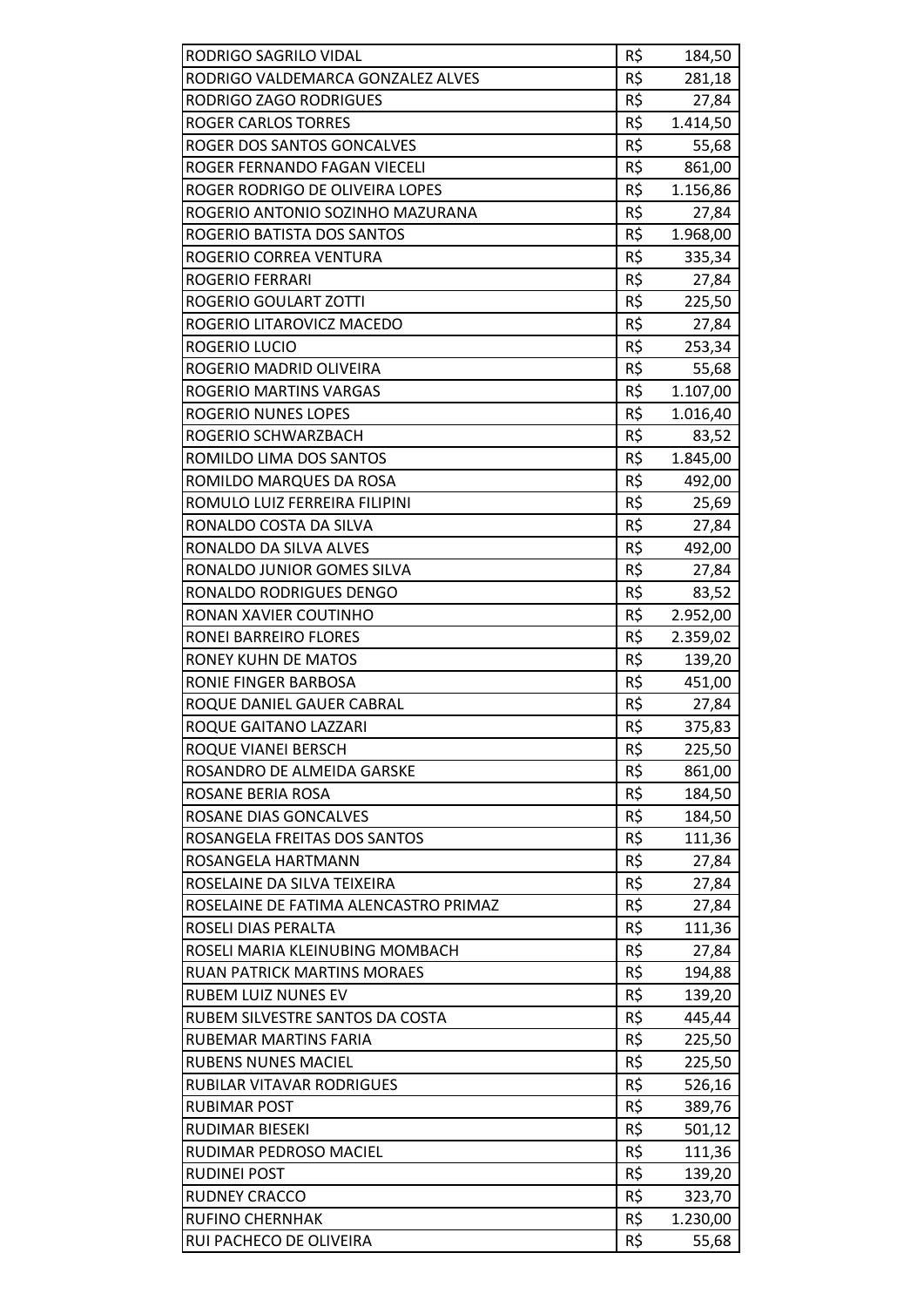| | | |
|---|---|---|
| RODRIGO SAGRILO VIDAL | R$ | 184,50 |
| RODRIGO VALDEMARCA GONZALEZ ALVES | R$ | 281,18 |
| RODRIGO ZAGO RODRIGUES | R$ | 27,84 |
| ROGER CARLOS TORRES | R$ | 1.414,50 |
| ROGER DOS SANTOS GONCALVES | R$ | 55,68 |
| ROGER FERNANDO FAGAN VIECELI | R$ | 861,00 |
| ROGER RODRIGO DE OLIVEIRA LOPES | R$ | 1.156,86 |
| ROGERIO ANTONIO SOZINHO MAZURANA | R$ | 27,84 |
| ROGERIO BATISTA DOS SANTOS | R$ | 1.968,00 |
| ROGERIO CORREA VENTURA | R$ | 335,34 |
| ROGERIO FERRARI | R$ | 27,84 |
| ROGERIO GOULART ZOTTI | R$ | 225,50 |
| ROGERIO LITAROVICZ MACEDO | R$ | 27,84 |
| ROGERIO LUCIO | R$ | 253,34 |
| ROGERIO MADRID OLIVEIRA | R$ | 55,68 |
| ROGERIO MARTINS VARGAS | R$ | 1.107,00 |
| ROGERIO NUNES LOPES | R$ | 1.016,40 |
| ROGERIO SCHWARZBACH | R$ | 83,52 |
| ROMILDO LIMA DOS SANTOS | R$ | 1.845,00 |
| ROMILDO MARQUES DA ROSA | R$ | 492,00 |
| ROMULO LUIZ FERREIRA FILIPINI | R$ | 25,69 |
| RONALDO COSTA DA SILVA | R$ | 27,84 |
| RONALDO DA SILVA ALVES | R$ | 492,00 |
| RONALDO JUNIOR GOMES SILVA | R$ | 27,84 |
| RONALDO RODRIGUES DENGO | R$ | 83,52 |
| RONAN XAVIER COUTINHO | R$ | 2.952,00 |
| RONEI BARREIRO FLORES | R$ | 2.359,02 |
| RONEY KUHN DE MATOS | R$ | 139,20 |
| RONIE FINGER BARBOSA | R$ | 451,00 |
| ROQUE DANIEL GAUER CABRAL | R$ | 27,84 |
| ROQUE GAITANO LAZZARI | R$ | 375,83 |
| ROQUE VIANEI BERSCH | R$ | 225,50 |
| ROSANDRO DE ALMEIDA GARSKE | R$ | 861,00 |
| ROSANE BERIA ROSA | R$ | 184,50 |
| ROSANE DIAS GONCALVES | R$ | 184,50 |
| ROSANGELA FREITAS DOS SANTOS | R$ | 111,36 |
| ROSANGELA HARTMANN | R$ | 27,84 |
| ROSELAINE DA SILVA TEIXEIRA | R$ | 27,84 |
| ROSELAINE DE FATIMA ALENCASTRO PRIMAZ | R$ | 27,84 |
| ROSELI DIAS PERALTA | R$ | 111,36 |
| ROSELI MARIA KLEINUBING MOMBACH | R$ | 27,84 |
| RUAN PATRICK MARTINS MORAES | R$ | 194,88 |
| RUBEM LUIZ NUNES EV | R$ | 139,20 |
| RUBEM SILVESTRE SANTOS DA COSTA | R$ | 445,44 |
| RUBEMAR MARTINS FARIA | R$ | 225,50 |
| RUBENS NUNES MACIEL | R$ | 225,50 |
| RUBILAR VITAVAR RODRIGUES | R$ | 526,16 |
| RUBIMAR POST | R$ | 389,76 |
| RUDIMAR BIESEKI | R$ | 501,12 |
| RUDIMAR PEDROSO MACIEL | R$ | 111,36 |
| RUDINEI POST | R$ | 139,20 |
| RUDNEY CRACCO | R$ | 323,70 |
| RUFINO CHERNHAK | R$ | 1.230,00 |
| RUI PACHECO DE OLIVEIRA | R$ | 55,68 |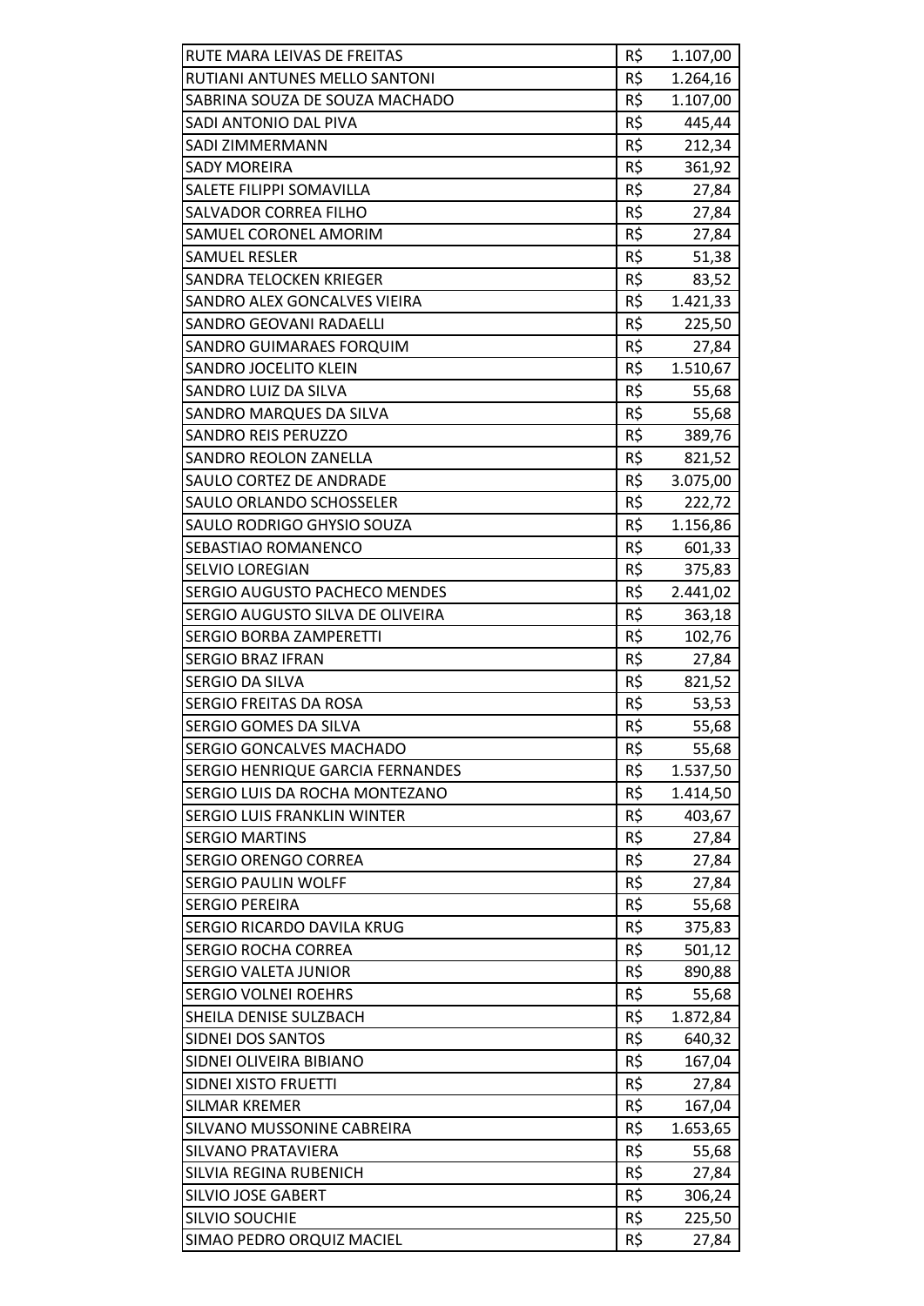| | | |
|---|---|---|
| RUTE MARA LEIVAS DE FREITAS | R$ | 1.107,00 |
| RUTIANI ANTUNES MELLO SANTONI | R$ | 1.264,16 |
| SABRINA SOUZA DE SOUZA MACHADO | R$ | 1.107,00 |
| SADI ANTONIO DAL PIVA | R$ | 445,44 |
| SADI ZIMMERMANN | R$ | 212,34 |
| SADY MOREIRA | R$ | 361,92 |
| SALETE FILIPPI SOMAVILLA | R$ | 27,84 |
| SALVADOR CORREA FILHO | R$ | 27,84 |
| SAMUEL CORONEL AMORIM | R$ | 27,84 |
| SAMUEL RESLER | R$ | 51,38 |
| SANDRA TELOCKEN KRIEGER | R$ | 83,52 |
| SANDRO ALEX GONCALVES VIEIRA | R$ | 1.421,33 |
| SANDRO GEOVANI RADAELLI | R$ | 225,50 |
| SANDRO GUIMARAES FORQUIM | R$ | 27,84 |
| SANDRO JOCELITO KLEIN | R$ | 1.510,67 |
| SANDRO LUIZ DA SILVA | R$ | 55,68 |
| SANDRO MARQUES DA SILVA | R$ | 55,68 |
| SANDRO REIS PERUZZO | R$ | 389,76 |
| SANDRO REOLON ZANELLA | R$ | 821,52 |
| SAULO CORTEZ DE ANDRADE | R$ | 3.075,00 |
| SAULO ORLANDO SCHOSSELER | R$ | 222,72 |
| SAULO RODRIGO GHYSIO SOUZA | R$ | 1.156,86 |
| SEBASTIAO ROMANENCO | R$ | 601,33 |
| SELVIO LOREGIAN | R$ | 375,83 |
| SERGIO AUGUSTO PACHECO MENDES | R$ | 2.441,02 |
| SERGIO AUGUSTO SILVA DE OLIVEIRA | R$ | 363,18 |
| SERGIO BORBA ZAMPERETTI | R$ | 102,76 |
| SERGIO BRAZ IFRAN | R$ | 27,84 |
| SERGIO DA SILVA | R$ | 821,52 |
| SERGIO FREITAS DA ROSA | R$ | 53,53 |
| SERGIO GOMES DA SILVA | R$ | 55,68 |
| SERGIO GONCALVES MACHADO | R$ | 55,68 |
| SERGIO HENRIQUE GARCIA FERNANDES | R$ | 1.537,50 |
| SERGIO LUIS DA ROCHA MONTEZANO | R$ | 1.414,50 |
| SERGIO LUIS FRANKLIN WINTER | R$ | 403,67 |
| SERGIO MARTINS | R$ | 27,84 |
| SERGIO ORENGO CORREA | R$ | 27,84 |
| SERGIO PAULIN WOLFF | R$ | 27,84 |
| SERGIO PEREIRA | R$ | 55,68 |
| SERGIO RICARDO DAVILA KRUG | R$ | 375,83 |
| SERGIO ROCHA CORREA | R$ | 501,12 |
| SERGIO VALETA JUNIOR | R$ | 890,88 |
| SERGIO VOLNEI ROEHRS | R$ | 55,68 |
| SHEILA DENISE SULZBACH | R$ | 1.872,84 |
| SIDNEI DOS SANTOS | R$ | 640,32 |
| SIDNEI OLIVEIRA BIBIANO | R$ | 167,04 |
| SIDNEI XISTO FRUETTI | R$ | 27,84 |
| SILMAR KREMER | R$ | 167,04 |
| SILVANO MUSSONINE CABREIRA | R$ | 1.653,65 |
| SILVANO PRATAVIERA | R$ | 55,68 |
| SILVIA REGINA RUBENICH | R$ | 27,84 |
| SILVIO JOSE GABERT | R$ | 306,24 |
| SILVIO SOUCHIE | R$ | 225,50 |
| SIMAO PEDRO ORQUIZ MACIEL | R$ | 27,84 |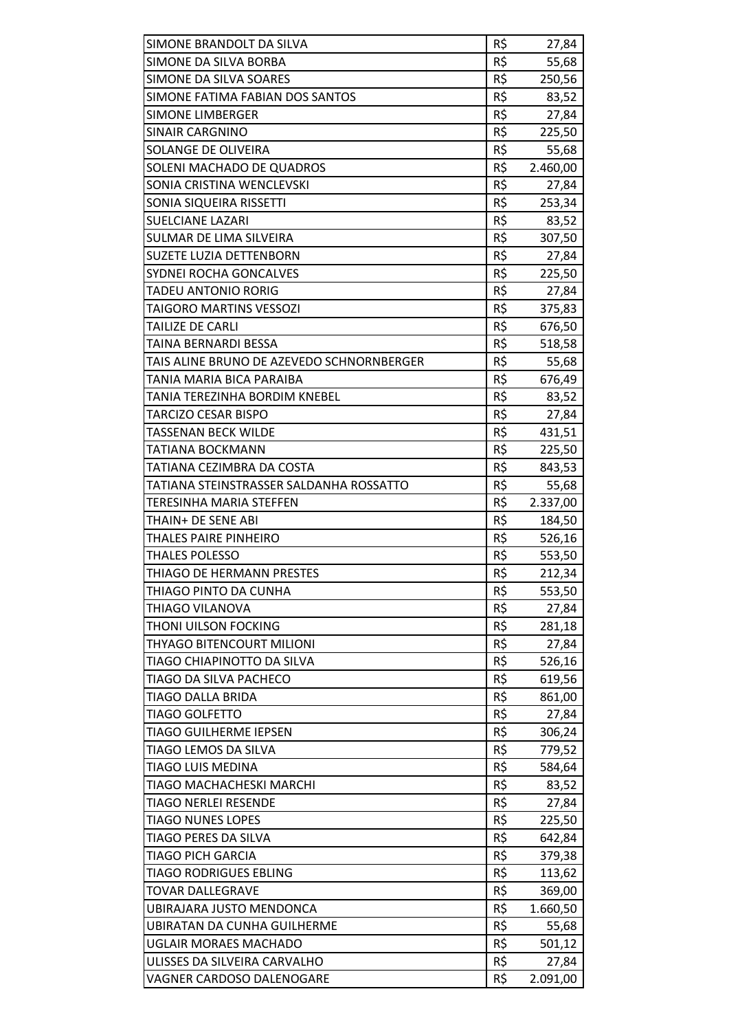| | | |
|---|---|---|
| SIMONE BRANDOLT DA SILVA | R$ | 27,84 |
| SIMONE DA SILVA BORBA | R$ | 55,68 |
| SIMONE DA SILVA SOARES | R$ | 250,56 |
| SIMONE FATIMA FABIAN DOS SANTOS | R$ | 83,52 |
| SIMONE LIMBERGER | R$ | 27,84 |
| SINAIR CARGNINO | R$ | 225,50 |
| SOLANGE DE OLIVEIRA | R$ | 55,68 |
| SOLENI MACHADO DE QUADROS | R$ | 2.460,00 |
| SONIA CRISTINA WENCLEVSKI | R$ | 27,84 |
| SONIA SIQUEIRA RISSETTI | R$ | 253,34 |
| SUELCIANE LAZARI | R$ | 83,52 |
| SULMAR DE LIMA SILVEIRA | R$ | 307,50 |
| SUZETE LUZIA DETTENBORN | R$ | 27,84 |
| SYDNEI ROCHA GONCALVES | R$ | 225,50 |
| TADEU ANTONIO RORIG | R$ | 27,84 |
| TAIGORO MARTINS VESSOZI | R$ | 375,83 |
| TAILIZE DE CARLI | R$ | 676,50 |
| TAINA BERNARDI BESSA | R$ | 518,58 |
| TAIS ALINE BRUNO DE AZEVEDO SCHNORNBERGER | R$ | 55,68 |
| TANIA MARIA BICA PARAIBA | R$ | 676,49 |
| TANIA TEREZINHA BORDIM KNEBEL | R$ | 83,52 |
| TARCIZO CESAR BISPO | R$ | 27,84 |
| TASSENAN BECK WILDE | R$ | 431,51 |
| TATIANA BOCKMANN | R$ | 225,50 |
| TATIANA CEZIMBRA DA COSTA | R$ | 843,53 |
| TATIANA STEINSTRASSER SALDANHA ROSSATTO | R$ | 55,68 |
| TERESINHA MARIA STEFFEN | R$ | 2.337,00 |
| THAIN+ DE SENE ABI | R$ | 184,50 |
| THALES PAIRE PINHEIRO | R$ | 526,16 |
| THALES POLESSO | R$ | 553,50 |
| THIAGO DE HERMANN PRESTES | R$ | 212,34 |
| THIAGO PINTO DA CUNHA | R$ | 553,50 |
| THIAGO VILANOVA | R$ | 27,84 |
| THONI UILSON FOCKING | R$ | 281,18 |
| THYAGO BITENCOURT MILIONI | R$ | 27,84 |
| TIAGO CHIAPINOTTO DA SILVA | R$ | 526,16 |
| TIAGO DA SILVA PACHECO | R$ | 619,56 |
| TIAGO DALLA BRIDA | R$ | 861,00 |
| TIAGO GOLFETTO | R$ | 27,84 |
| TIAGO GUILHERME IEPSEN | R$ | 306,24 |
| TIAGO LEMOS DA SILVA | R$ | 779,52 |
| TIAGO LUIS MEDINA | R$ | 584,64 |
| TIAGO MACHACHESKI MARCHI | R$ | 83,52 |
| TIAGO NERLEI RESENDE | R$ | 27,84 |
| TIAGO NUNES LOPES | R$ | 225,50 |
| TIAGO PERES DA SILVA | R$ | 642,84 |
| TIAGO PICH GARCIA | R$ | 379,38 |
| TIAGO RODRIGUES EBLING | R$ | 113,62 |
| TOVAR DALLEGRAVE | R$ | 369,00 |
| UBIRAJARA JUSTO MENDONCA | R$ | 1.660,50 |
| UBIRATAN DA CUNHA GUILHERME | R$ | 55,68 |
| UGLAIR MORAES MACHADO | R$ | 501,12 |
| ULISSES DA SILVEIRA CARVALHO | R$ | 27,84 |
| VAGNER CARDOSO DALENOGARE | R$ | 2.091,00 |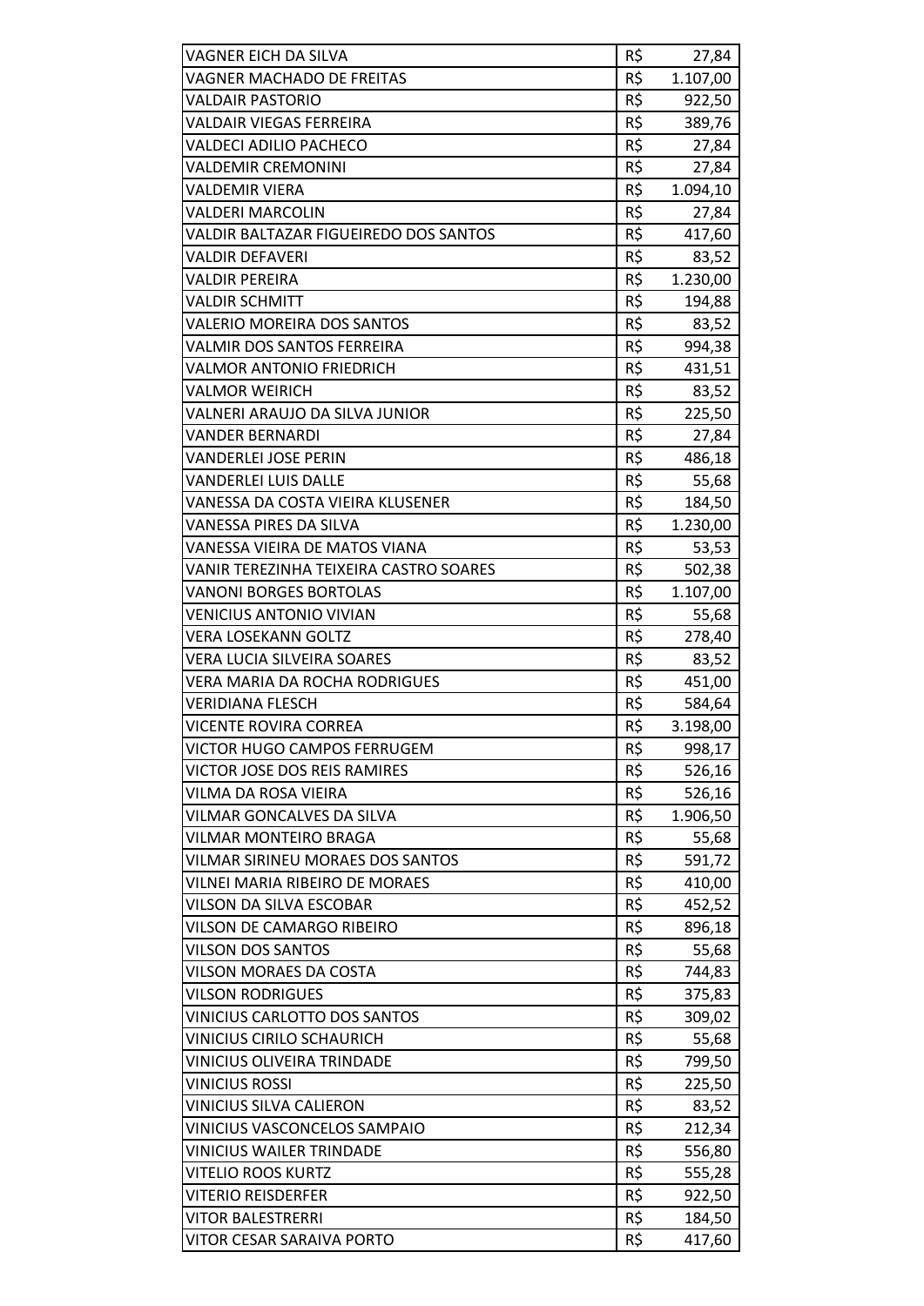| VAGNER EICH DA SILVA | R$ | 27,84 |
|---|---|---|
| VAGNER MACHADO DE FREITAS | R$ | 1.107,00 |
| VALDAIR PASTORIO | R$ | 922,50 |
| VALDAIR VIEGAS FERREIRA | R$ | 389,76 |
| VALDECI ADILIO PACHECO | R$ | 27,84 |
| VALDEMIR CREMONINI | R$ | 27,84 |
| VALDEMIR VIERA | R$ | 1.094,10 |
| VALDERI MARCOLIN | R$ | 27,84 |
| VALDIR BALTAZAR FIGUEIREDO DOS SANTOS | R$ | 417,60 |
| VALDIR DEFAVERI | R$ | 83,52 |
| VALDIR PEREIRA | R$ | 1.230,00 |
| VALDIR SCHMITT | R$ | 194,88 |
| VALERIO MOREIRA DOS SANTOS | R$ | 83,52 |
| VALMIR DOS SANTOS FERREIRA | R$ | 994,38 |
| VALMOR ANTONIO FRIEDRICH | R$ | 431,51 |
| VALMOR WEIRICH | R$ | 83,52 |
| VALNERI ARAUJO DA SILVA JUNIOR | R$ | 225,50 |
| VANDER BERNARDI | R$ | 27,84 |
| VANDERLEI JOSE PERIN | R$ | 486,18 |
| VANDERLEI LUIS DALLE | R$ | 55,68 |
| VANESSA DA COSTA VIEIRA KLUSENER | R$ | 184,50 |
| VANESSA PIRES DA SILVA | R$ | 1.230,00 |
| VANESSA VIEIRA DE MATOS VIANA | R$ | 53,53 |
| VANIR TEREZINHA TEIXEIRA CASTRO SOARES | R$ | 502,38 |
| VANONI BORGES BORTOLAS | R$ | 1.107,00 |
| VENICIUS ANTONIO VIVIAN | R$ | 55,68 |
| VERA LOSEKANN GOLTZ | R$ | 278,40 |
| VERA LUCIA SILVEIRA SOARES | R$ | 83,52 |
| VERA MARIA DA ROCHA RODRIGUES | R$ | 451,00 |
| VERIDIANA FLESCH | R$ | 584,64 |
| VICENTE ROVIRA CORREA | R$ | 3.198,00 |
| VICTOR HUGO CAMPOS FERRUGEM | R$ | 998,17 |
| VICTOR JOSE DOS REIS RAMIRES | R$ | 526,16 |
| VILMA DA ROSA VIEIRA | R$ | 526,16 |
| VILMAR GONCALVES DA SILVA | R$ | 1.906,50 |
| VILMAR MONTEIRO BRAGA | R$ | 55,68 |
| VILMAR SIRINEU MORAES DOS SANTOS | R$ | 591,72 |
| VILNEI MARIA RIBEIRO DE MORAES | R$ | 410,00 |
| VILSON DA SILVA ESCOBAR | R$ | 452,52 |
| VILSON DE CAMARGO RIBEIRO | R$ | 896,18 |
| VILSON DOS SANTOS | R$ | 55,68 |
| VILSON MORAES DA COSTA | R$ | 744,83 |
| VILSON RODRIGUES | R$ | 375,83 |
| VINICIUS CARLOTTO DOS SANTOS | R$ | 309,02 |
| VINICIUS CIRILO SCHAURICH | R$ | 55,68 |
| VINICIUS OLIVEIRA TRINDADE | R$ | 799,50 |
| VINICIUS ROSSI | R$ | 225,50 |
| VINICIUS SILVA CALIERON | R$ | 83,52 |
| VINICIUS VASCONCELOS SAMPAIO | R$ | 212,34 |
| VINICIUS WAILER TRINDADE | R$ | 556,80 |
| VITELIO ROOS KURTZ | R$ | 555,28 |
| VITERIO REISDERFER | R$ | 922,50 |
| VITOR BALESTRERRI | R$ | 184,50 |
| VITOR CESAR SARAIVA PORTO | R$ | 417,60 |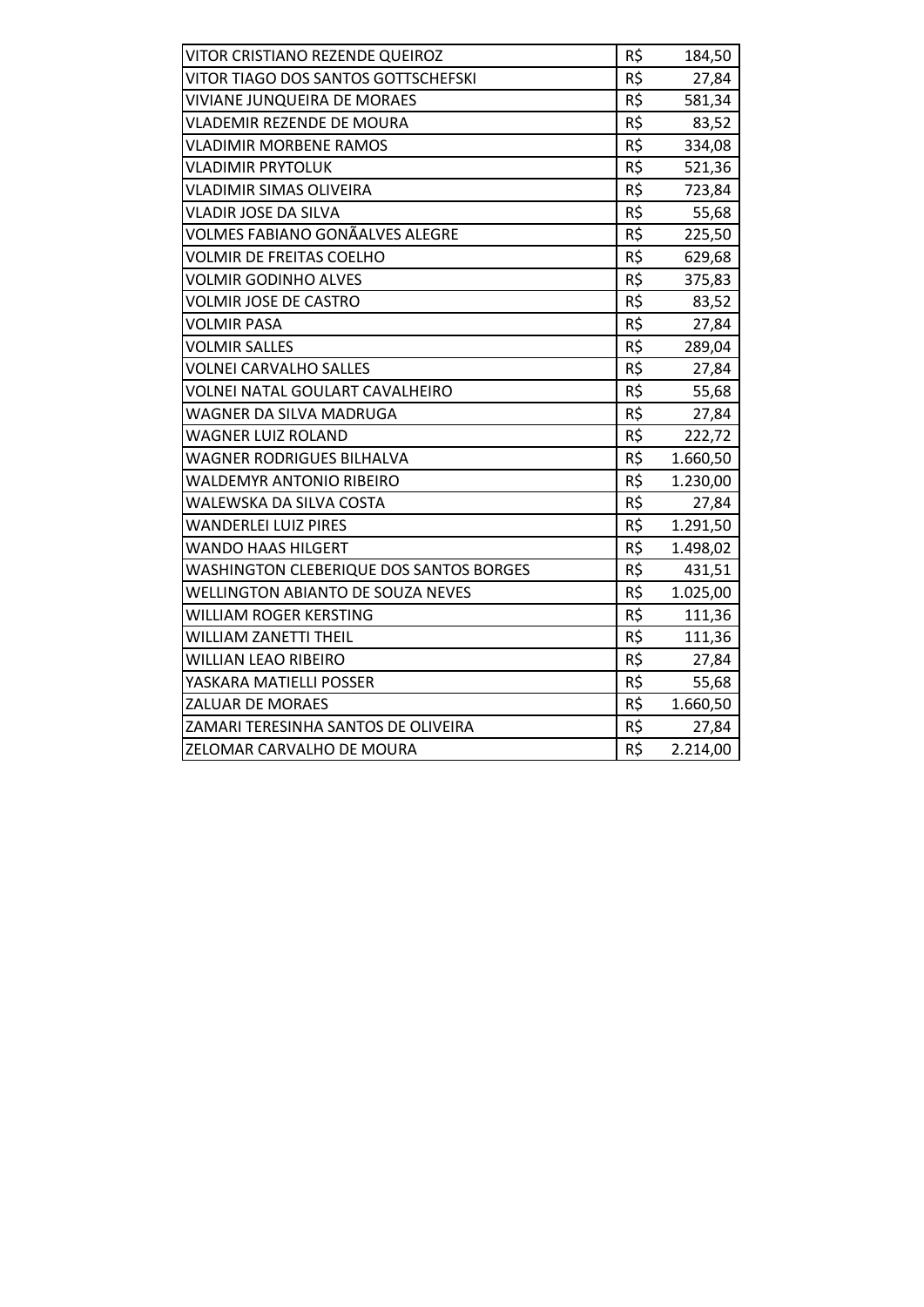| | | |
|---|---|---|
| VITOR CRISTIANO REZENDE QUEIROZ | R$ | 184,50 |
| VITOR TIAGO DOS SANTOS GOTTSCHEFSKI | R$ | 27,84 |
| VIVIANE JUNQUEIRA DE MORAES | R$ | 581,34 |
| VLADEMIR REZENDE DE MOURA | R$ | 83,52 |
| VLADIMIR MORBENE RAMOS | R$ | 334,08 |
| VLADIMIR PRYTOLUK | R$ | 521,36 |
| VLADIMIR SIMAS OLIVEIRA | R$ | 723,84 |
| VLADIR JOSE DA SILVA | R$ | 55,68 |
| VOLMES FABIANO GONÃALVES ALEGRE | R$ | 225,50 |
| VOLMIR DE FREITAS COELHO | R$ | 629,68 |
| VOLMIR GODINHO ALVES | R$ | 375,83 |
| VOLMIR JOSE DE CASTRO | R$ | 83,52 |
| VOLMIR PASA | R$ | 27,84 |
| VOLMIR SALLES | R$ | 289,04 |
| VOLNEI CARVALHO SALLES | R$ | 27,84 |
| VOLNEI NATAL GOULART CAVALHEIRO | R$ | 55,68 |
| WAGNER DA SILVA MADRUGA | R$ | 27,84 |
| WAGNER LUIZ ROLAND | R$ | 222,72 |
| WAGNER RODRIGUES BILHALVA | R$ | 1.660,50 |
| WALDEMYR ANTONIO RIBEIRO | R$ | 1.230,00 |
| WALEWSKA DA SILVA COSTA | R$ | 27,84 |
| WANDERLEI LUIZ PIRES | R$ | 1.291,50 |
| WANDO HAAS HILGERT | R$ | 1.498,02 |
| WASHINGTON CLEBERIQUE DOS SANTOS BORGES | R$ | 431,51 |
| WELLINGTON ABIANTO DE SOUZA NEVES | R$ | 1.025,00 |
| WILLIAM ROGER KERSTING | R$ | 111,36 |
| WILLIAM ZANETTI THEIL | R$ | 111,36 |
| WILLIAN LEAO RIBEIRO | R$ | 27,84 |
| YASKARA MATIELLI POSSER | R$ | 55,68 |
| ZALUAR DE MORAES | R$ | 1.660,50 |
| ZAMARI TERESINHA SANTOS DE OLIVEIRA | R$ | 27,84 |
| ZELOMAR CARVALHO DE MOURA | R$ | 2.214,00 |